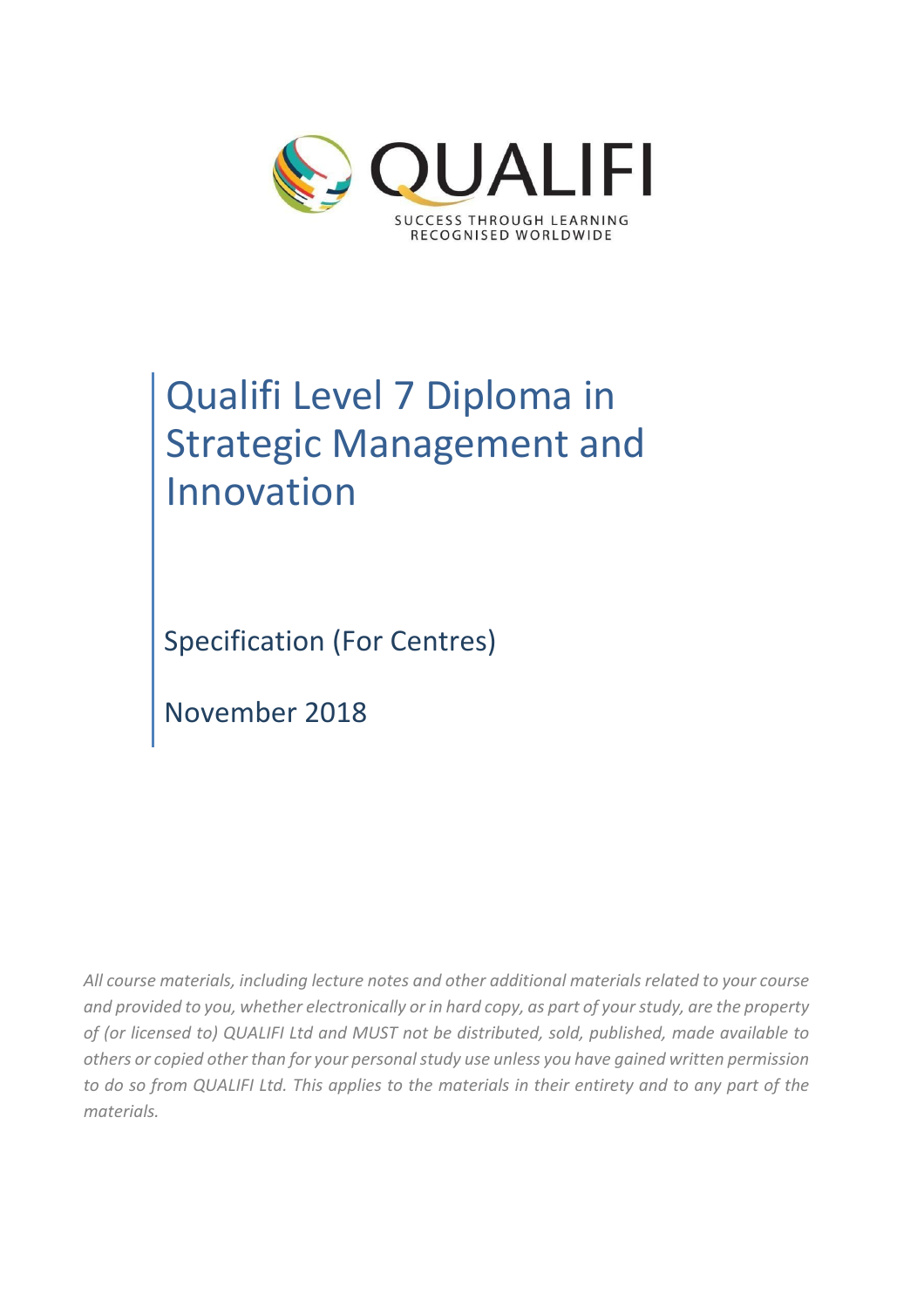QUALIFI

SUCCESS THROUGH LEARNING
RECOGNISED WORLDWIDE

# Qualifi Level 7 Diploma in Strategic Management and Innovation

Specification (For Centres)

November 2018

*All course materials, including lecture notes and other additional materials related to your course and provided to you, whether electronically or in hard copy, as part of your study, are the property of (or licensed to) QUALIFI Ltd and MUST not be distributed, sold, published, made available to others or copied other than for your personal study use unless you have gained written permission to do so from QUALIFI Ltd. This applies to the materials in their entirety and to any part of the materials.*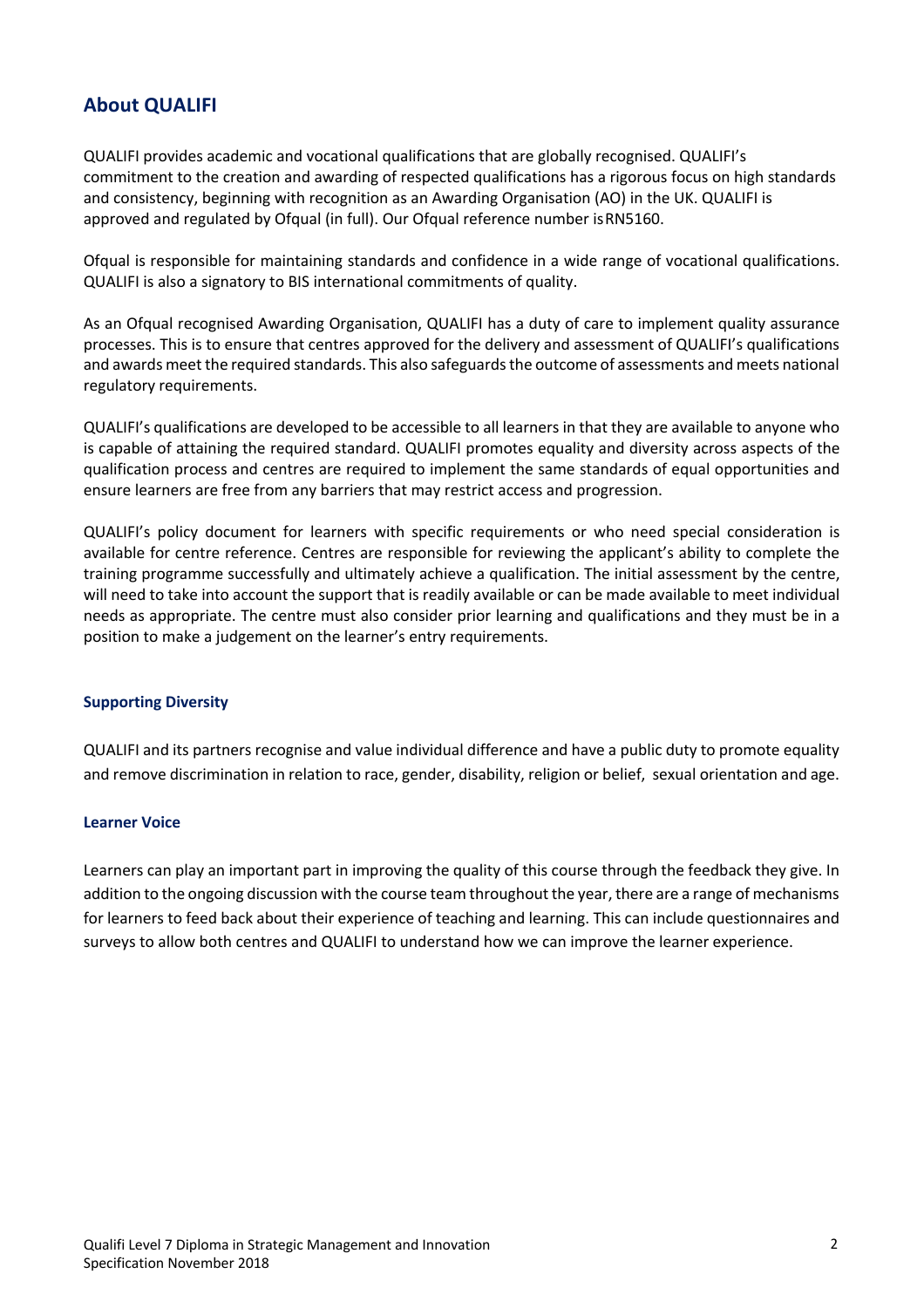## About QUALIFI

QUALIFI provides academic and vocational qualifications that are globally recognised. QUALIFI's commitment to the creation and awarding of respected qualifications has a rigorous focus on high standards and consistency, beginning with recognition as an Awarding Organisation (AO) in the UK. QUALIFI is approved and regulated by Ofqual (in full). Our Ofqual reference number is RN5160.

Ofqual is responsible for maintaining standards and confidence in a wide range of vocational qualifications. QUALIFI is also a signatory to BIS international commitments of quality.

As an Ofqual recognised Awarding Organisation, QUALIFI has a duty of care to implement quality assurance processes. This is to ensure that centres approved for the delivery and assessment of QUALIFI's qualifications and awards meet the required standards. This also safeguards the outcome of assessments and meets national regulatory requirements.

QUALIFI's qualifications are developed to be accessible to all learners in that they are available to anyone who is capable of attaining the required standard. QUALIFI promotes equality and diversity across aspects of the qualification process and centres are required to implement the same standards of equal opportunities and ensure learners are free from any barriers that may restrict access and progression.

QUALIFI's policy document for learners with specific requirements or who need special consideration is available for centre reference. Centres are responsible for reviewing the applicant's ability to complete the training programme successfully and ultimately achieve a qualification. The initial assessment by the centre, will need to take into account the support that is readily available or can be made available to meet individual needs as appropriate. The centre must also consider prior learning and qualifications and they must be in a position to make a judgement on the learner's entry requirements.

#### Supporting Diversity

QUALIFI and its partners recognise and value individual difference and have a public duty to promote equality and remove discrimination in relation to race, gender, disability, religion or belief, sexual orientation and age.

#### Learner Voice

Learners can play an important part in improving the quality of this course through the feedback they give. In addition to the ongoing discussion with the course team throughout the year, there are a range of mechanisms for learners to feed back about their experience of teaching and learning. This can include questionnaires and surveys to allow both centres and QUALIFI to understand how we can improve the learner experience.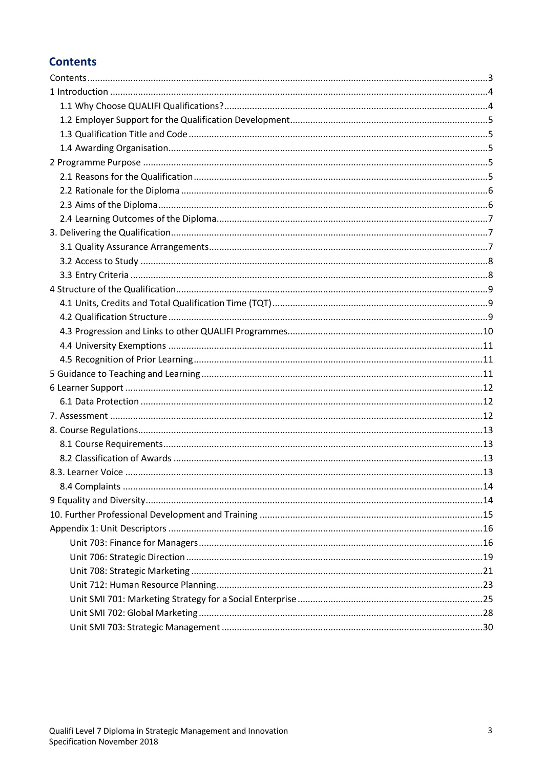# Contents

Contents....................................................................................................3
1 Introduction ...............................................................................................4
  1.1 Why Choose QUALIFI Qualifications?.....................................................4
  1.2 Employer Support for the Qualification Development.............................5
  1.3 Qualification Title and Code ....................................................................5
  1.4 Awarding Organisation............................................................................5
2 Programme Purpose ...................................................................................5
  2.1 Reasons for the Qualification ..................................................................5
  2.2 Rationale for the Diploma .......................................................................6
  2.3 Aims of the Diploma ................................................................................6
  2.4 Learning Outcomes of the Diploma..........................................................7
3. Delivering the Qualification..........................................................................7
  3.1 Quality Assurance Arrangements.............................................................7
  3.2 Access to Study .......................................................................................8
  3.3 Entry Criteria ...........................................................................................8
4 Structure of the Qualification.........................................................................9
  4.1 Units, Credits and Total Qualification Time (TQT)....................................9
  4.2 Qualification Structure ............................................................................9
  4.3 Progression and Links to other QUALIFI Programmes.............................10
  4.4 University Exemptions ...........................................................................11
  4.5 Recognition of Prior Learning.................................................................11
5 Guidance to Teaching and Learning .............................................................11
6 Learner Support ..........................................................................................12
  6.1 Data Protection .....................................................................................12
7. Assessment ................................................................................................12
8. Course Regulations.....................................................................................13
  8.1 Course Requirements............................................................................13
  8.2 Classification of Awards ........................................................................13
8.3. Learner Voice ............................................................................................13
  8.4 Complaints ............................................................................................14
9 Equality and Diversity...................................................................................14
10. Further Professional Development and Training .......................................15
Appendix 1: Unit Descriptors ..........................................................................16
    Unit 703: Finance for Managers...............................................................16
    Unit 706: Strategic Direction ....................................................................19
    Unit 708: Strategic Marketing ..................................................................21
    Unit 712: Human Resource Planning........................................................23
    Unit SMI 701: Marketing Strategy for a Social Enterprise .........................25
    Unit SMI 702: Global Marketing ...............................................................28
    Unit SMI 703: Strategic Management ......................................................30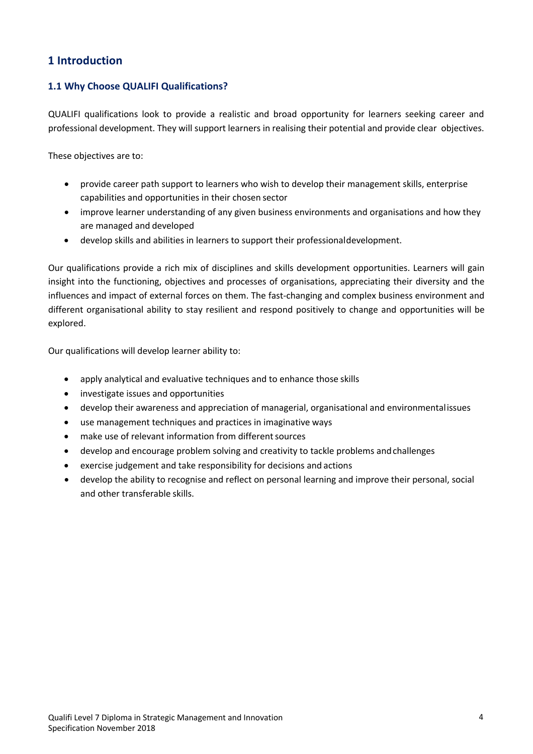# 1 Introduction

## 1.1 Why Choose QUALIFI Qualifications?

QUALIFI qualifications look to provide a realistic and broad opportunity for learners seeking career and professional development. They will support learners in realising their potential and provide clear objectives.

These objectives are to:

- provide career path support to learners who wish to develop their management skills, enterprise capabilities and opportunities in their chosen sector
- improve learner understanding of any given business environments and organisations and how they are managed and developed
- develop skills and abilities in learners to support their professional development.

Our qualifications provide a rich mix of disciplines and skills development opportunities. Learners will gain insight into the functioning, objectives and processes of organisations, appreciating their diversity and the influences and impact of external forces on them. The fast-changing and complex business environment and different organisational ability to stay resilient and respond positively to change and opportunities will be explored.

Our qualifications will develop learner ability to:

- apply analytical and evaluative techniques and to enhance those skills
- investigate issues and opportunities
- develop their awareness and appreciation of managerial, organisational and environmental issues
- use management techniques and practices in imaginative ways
- make use of relevant information from different sources
- develop and encourage problem solving and creativity to tackle problems and challenges
- exercise judgement and take responsibility for decisions and actions
- develop the ability to recognise and reflect on personal learning and improve their personal, social and other transferable skills.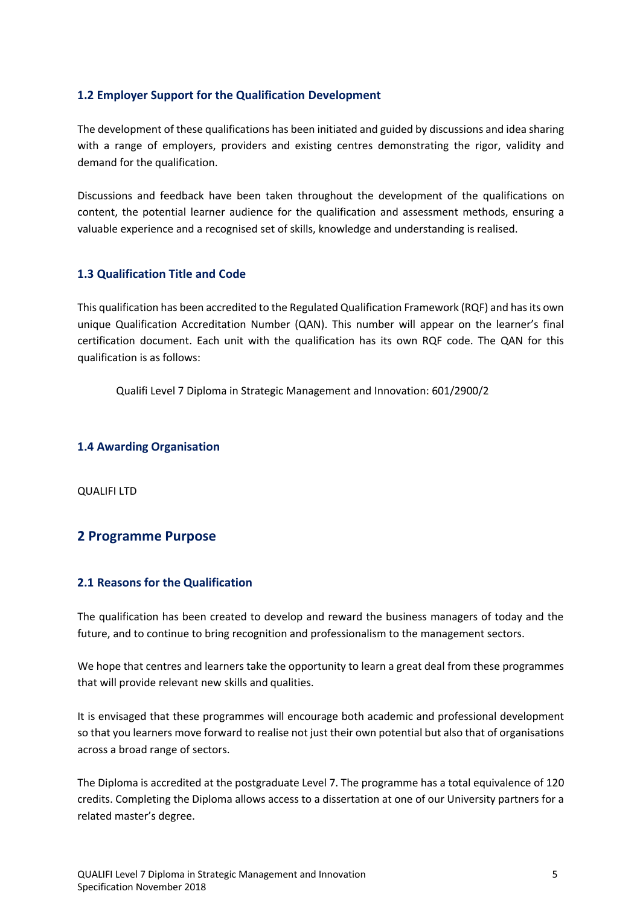### 1.2 Employer Support for the Qualification Development

The development of these qualifications has been initiated and guided by discussions and idea sharing with a range of employers, providers and existing centres demonstrating the rigor, validity and demand for the qualification.

Discussions and feedback have been taken throughout the development of the qualifications on content, the potential learner audience for the qualification and assessment methods, ensuring a valuable experience and a recognised set of skills, knowledge and understanding is realised.

### 1.3 Qualification Title and Code

This qualification has been accredited to the Regulated Qualification Framework (RQF) and has its own unique Qualification Accreditation Number (QAN). This number will appear on the learner's final certification document. Each unit with the qualification has its own RQF code. The QAN for this qualification is as follows:

Qualifi Level 7 Diploma in Strategic Management and Innovation: 601/2900/2

### 1.4 Awarding Organisation

QUALIFI LTD

## 2 Programme Purpose

### 2.1 Reasons for the Qualification

The qualification has been created to develop and reward the business managers of today and the future, and to continue to bring recognition and professionalism to the management sectors.

We hope that centres and learners take the opportunity to learn a great deal from these programmes that will provide relevant new skills and qualities.

It is envisaged that these programmes will encourage both academic and professional development so that you learners move forward to realise not just their own potential but also that of organisations across a broad range of sectors.

The Diploma is accredited at the postgraduate Level 7. The programme has a total equivalence of 120 credits. Completing the Diploma allows access to a dissertation at one of our University partners for a related master's degree.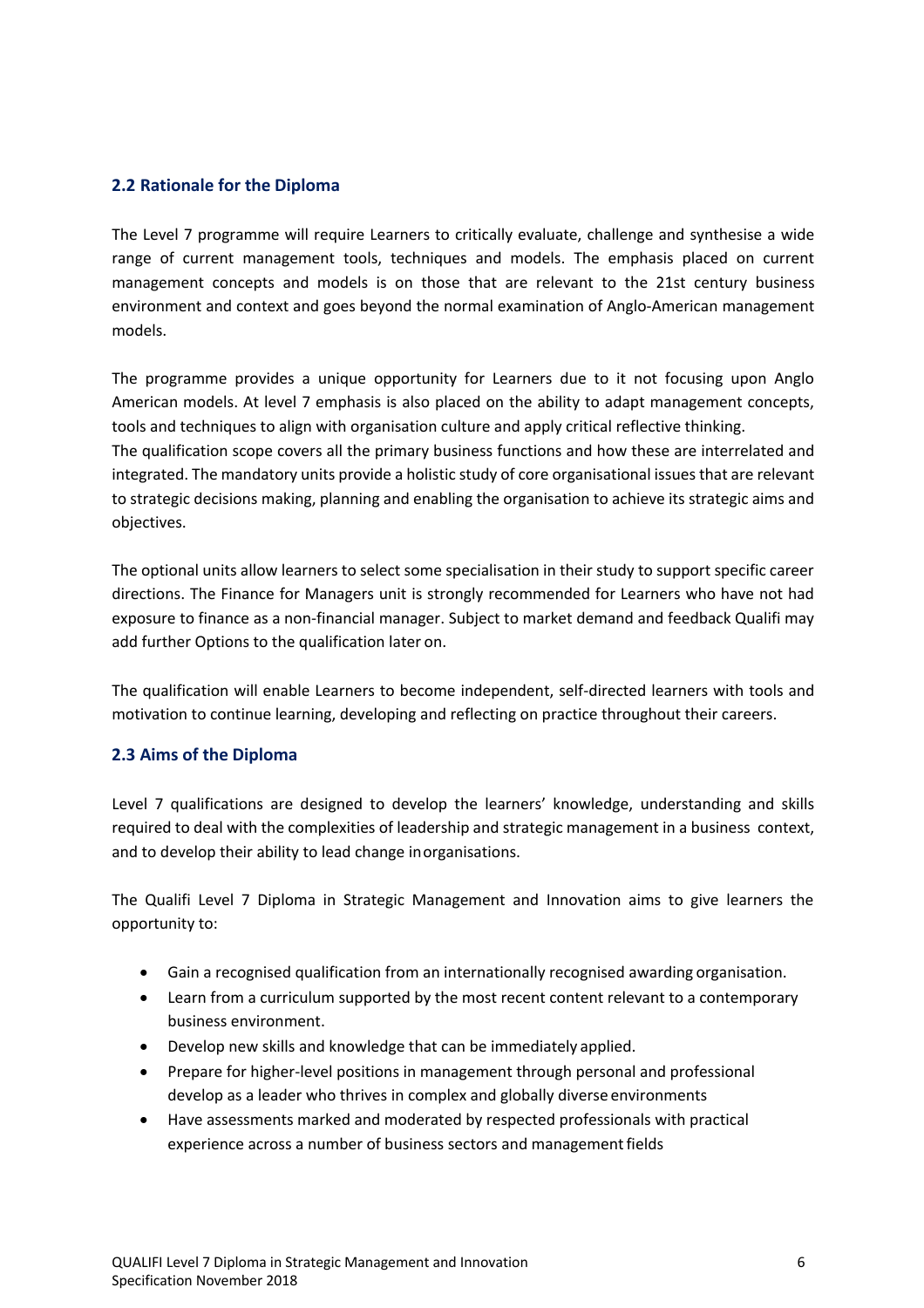### 2.2 Rationale for the Diploma

The Level 7 programme will require Learners to critically evaluate, challenge and synthesise a wide range of current management tools, techniques and models. The emphasis placed on current management concepts and models is on those that are relevant to the 21st century business environment and context and goes beyond the normal examination of Anglo-American management models.

The programme provides a unique opportunity for Learners due to it not focusing upon Anglo American models. At level 7 emphasis is also placed on the ability to adapt management concepts, tools and techniques to align with organisation culture and apply critical reflective thinking.
The qualification scope covers all the primary business functions and how these are interrelated and integrated. The mandatory units provide a holistic study of core organisational issues that are relevant to strategic decisions making, planning and enabling the organisation to achieve its strategic aims and objectives.

The optional units allow learners to select some specialisation in their study to support specific career directions. The Finance for Managers unit is strongly recommended for Learners who have not had exposure to finance as a non-financial manager. Subject to market demand and feedback Qualifi may add further Options to the qualification later on.

The qualification will enable Learners to become independent, self-directed learners with tools and motivation to continue learning, developing and reflecting on practice throughout their careers.

### 2.3 Aims of the Diploma

Level 7 qualifications are designed to develop the learners' knowledge, understanding and skills required to deal with the complexities of leadership and strategic management in a business context, and to develop their ability to lead change in organisations.

The Qualifi Level 7 Diploma in Strategic Management and Innovation aims to give learners the opportunity to:

- Gain a recognised qualification from an internationally recognised awarding organisation.
- Learn from a curriculum supported by the most recent content relevant to a contemporary business environment.
- Develop new skills and knowledge that can be immediately applied.
- Prepare for higher-level positions in management through personal and professional develop as a leader who thrives in complex and globally diverse environments
- Have assessments marked and moderated by respected professionals with practical experience across a number of business sectors and management fields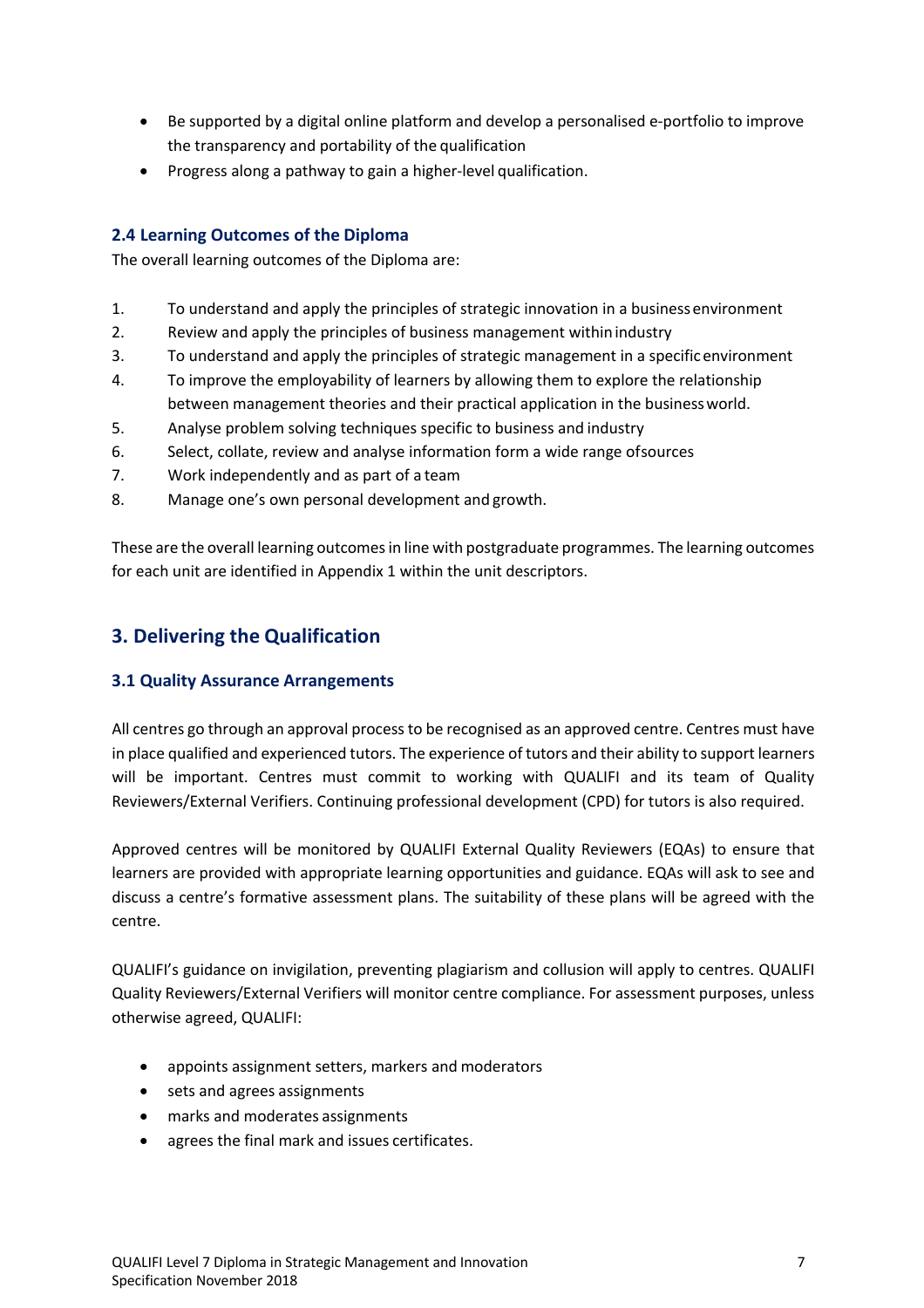- Be supported by a digital online platform and develop a personalised e-portfolio to improve the transparency and portability of the qualification
- Progress along a pathway to gain a higher-level qualification.

### 2.4 Learning Outcomes of the Diploma

The overall learning outcomes of the Diploma are:

1. To understand and apply the principles of strategic innovation in a business environment
2. Review and apply the principles of business management within industry
3. To understand and apply the principles of strategic management in a specific environment
4. To improve the employability of learners by allowing them to explore the relationship between management theories and their practical application in the business world.
5. Analyse problem solving techniques specific to business and industry
6. Select, collate, review and analyse information form a wide range of sources
7. Work independently and as part of a team
8. Manage one's own personal development and growth.

These are the overall learning outcomes in line with postgraduate programmes. The learning outcomes for each unit are identified in Appendix 1 within the unit descriptors.

## 3. Delivering the Qualification

### 3.1 Quality Assurance Arrangements

All centres go through an approval process to be recognised as an approved centre. Centres must have in place qualified and experienced tutors. The experience of tutors and their ability to support learners will be important. Centres must commit to working with QUALIFI and its team of Quality Reviewers/External Verifiers. Continuing professional development (CPD) for tutors is also required.

Approved centres will be monitored by QUALIFI External Quality Reviewers (EQAs) to ensure that learners are provided with appropriate learning opportunities and guidance. EQAs will ask to see and discuss a centre's formative assessment plans. The suitability of these plans will be agreed with the centre.

QUALIFI's guidance on invigilation, preventing plagiarism and collusion will apply to centres. QUALIFI Quality Reviewers/External Verifiers will monitor centre compliance. For assessment purposes, unless otherwise agreed, QUALIFI:

- appoints assignment setters, markers and moderators
- sets and agrees assignments
- marks and moderates assignments
- agrees the final mark and issues certificates.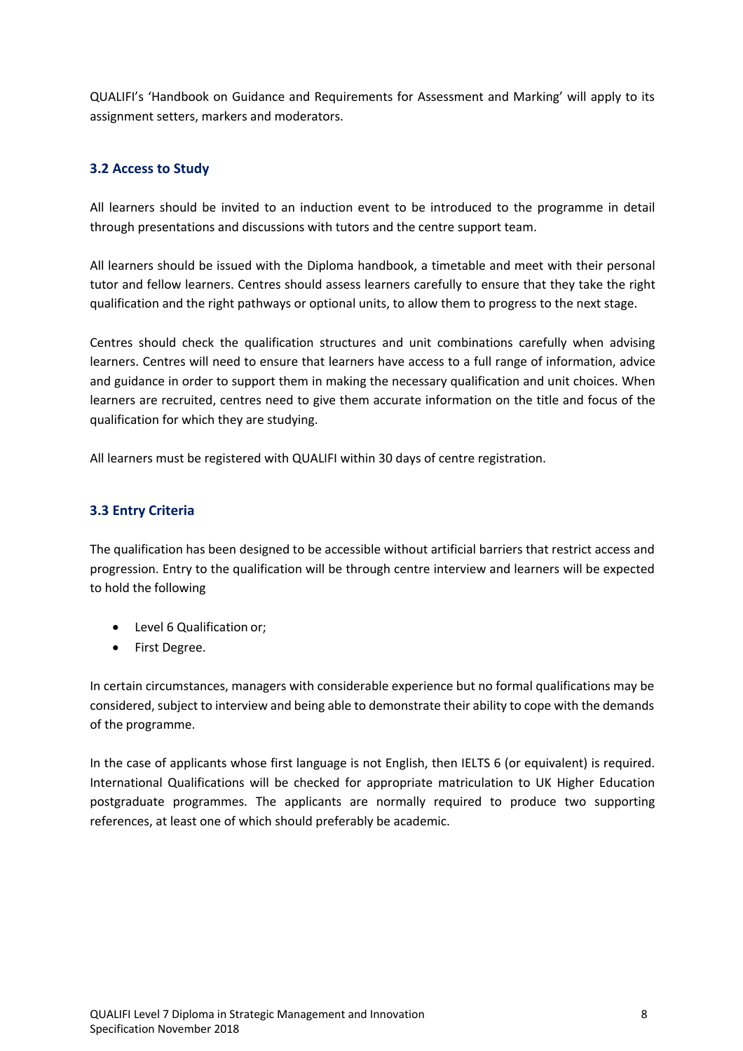QUALIFI's 'Handbook on Guidance and Requirements for Assessment and Marking' will apply to its assignment setters, markers and moderators.

### 3.2 Access to Study

All learners should be invited to an induction event to be introduced to the programme in detail through presentations and discussions with tutors and the centre support team.

All learners should be issued with the Diploma handbook, a timetable and meet with their personal tutor and fellow learners. Centres should assess learners carefully to ensure that they take the right qualification and the right pathways or optional units, to allow them to progress to the next stage.

Centres should check the qualification structures and unit combinations carefully when advising learners. Centres will need to ensure that learners have access to a full range of information, advice and guidance in order to support them in making the necessary qualification and unit choices. When learners are recruited, centres need to give them accurate information on the title and focus of the qualification for which they are studying.

All learners must be registered with QUALIFI within 30 days of centre registration.

### 3.3 Entry Criteria

The qualification has been designed to be accessible without artificial barriers that restrict access and progression. Entry to the qualification will be through centre interview and learners will be expected to hold the following

- Level 6 Qualification or;
- First Degree.

In certain circumstances, managers with considerable experience but no formal qualifications may be considered, subject to interview and being able to demonstrate their ability to cope with the demands of the programme.

In the case of applicants whose first language is not English, then IELTS 6 (or equivalent) is required. International Qualifications will be checked for appropriate matriculation to UK Higher Education postgraduate programmes. The applicants are normally required to produce two supporting references, at least one of which should preferably be academic.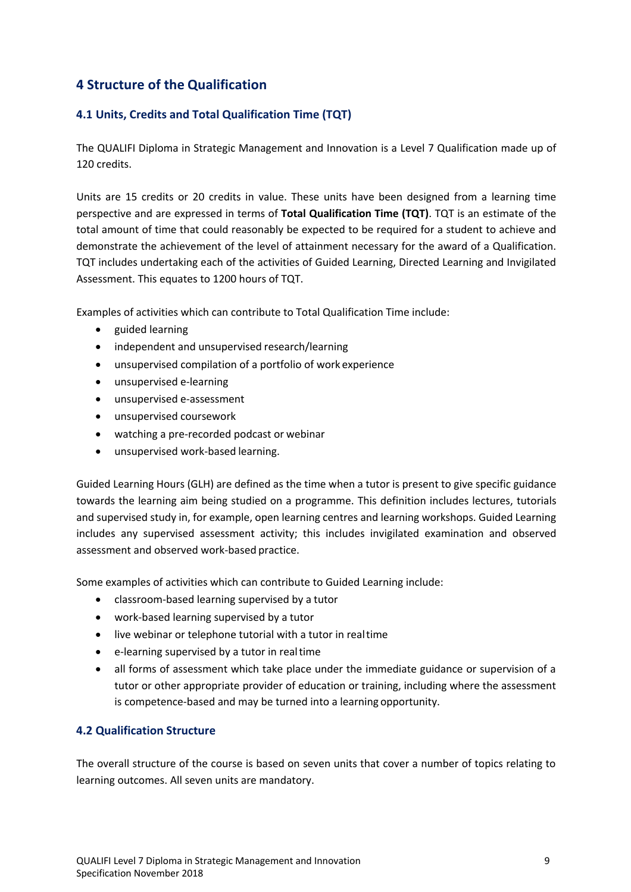## 4 Structure of the Qualification

### 4.1 Units, Credits and Total Qualification Time (TQT)

The QUALIFI Diploma in Strategic Management and Innovation is a Level 7 Qualification made up of 120 credits.

Units are 15 credits or 20 credits in value. These units have been designed from a learning time perspective and are expressed in terms of **Total Qualification Time (TQT)**. TQT is an estimate of the total amount of time that could reasonably be expected to be required for a student to achieve and demonstrate the achievement of the level of attainment necessary for the award of a Qualification. TQT includes undertaking each of the activities of Guided Learning, Directed Learning and Invigilated Assessment. This equates to 1200 hours of TQT.

Examples of activities which can contribute to Total Qualification Time include:

- guided learning
- independent and unsupervised research/learning
- unsupervised compilation of a portfolio of work experience
- unsupervised e-learning
- unsupervised e-assessment
- unsupervised coursework
- watching a pre-recorded podcast or webinar
- unsupervised work-based learning.

Guided Learning Hours (GLH) are defined as the time when a tutor is present to give specific guidance towards the learning aim being studied on a programme. This definition includes lectures, tutorials and supervised study in, for example, open learning centres and learning workshops. Guided Learning includes any supervised assessment activity; this includes invigilated examination and observed assessment and observed work-based practice.

Some examples of activities which can contribute to Guided Learning include:

- classroom-based learning supervised by a tutor
- work-based learning supervised by a tutor
- live webinar or telephone tutorial with a tutor in real time
- e-learning supervised by a tutor in real time
- all forms of assessment which take place under the immediate guidance or supervision of a tutor or other appropriate provider of education or training, including where the assessment is competence-based and may be turned into a learning opportunity.

### 4.2 Qualification Structure

The overall structure of the course is based on seven units that cover a number of topics relating to learning outcomes. All seven units are mandatory.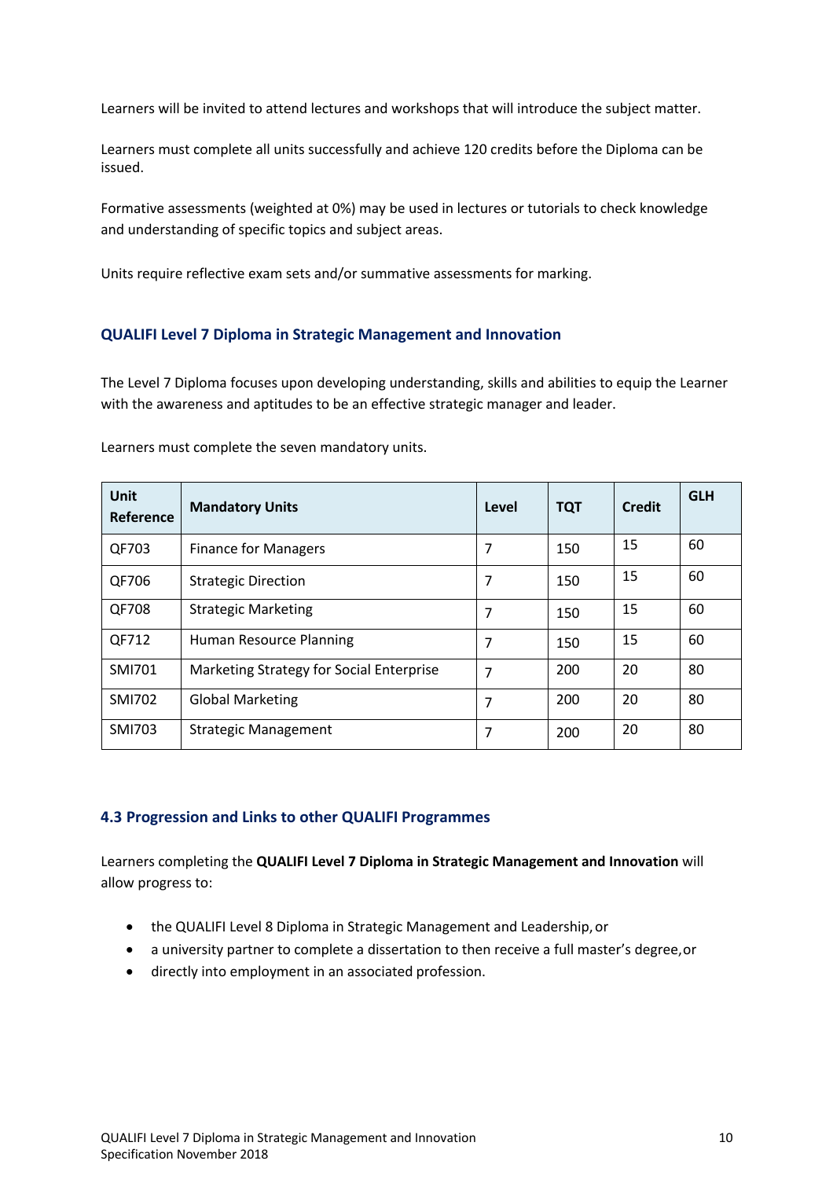Learners will be invited to attend lectures and workshops that will introduce the subject matter.

Learners must complete all units successfully and achieve 120 credits before the Diploma can be issued.

Formative assessments (weighted at 0%) may be used in lectures or tutorials to check knowledge and understanding of specific topics and subject areas.

Units require reflective exam sets and/or summative assessments for marking.

### QUALIFI Level 7 Diploma in Strategic Management and Innovation

The Level 7 Diploma focuses upon developing understanding, skills and abilities to equip the Learner with the awareness and aptitudes to be an effective strategic manager and leader.

Learners must complete the seven mandatory units.

| Unit Reference | Mandatory Units | Level | TQT | Credit | GLH |
|---|---|---|---|---|---|
| QF703 | Finance for Managers | 7 | 150 | 15 | 60 |
| QF706 | Strategic Direction | 7 | 150 | 15 | 60 |
| QF708 | Strategic Marketing | 7 | 150 | 15 | 60 |
| QF712 | Human Resource Planning | 7 | 150 | 15 | 60 |
| SMI701 | Marketing Strategy for Social Enterprise | 7 | 200 | 20 | 80 |
| SMI702 | Global Marketing | 7 | 200 | 20 | 80 |
| SMI703 | Strategic Management | 7 | 200 | 20 | 80 |

### 4.3 Progression and Links to other QUALIFI Programmes

Learners completing the **QUALIFI Level 7 Diploma in Strategic Management and Innovation** will allow progress to:

- the QUALIFI Level 8 Diploma in Strategic Management and Leadership, or
- a university partner to complete a dissertation to then receive a full master's degree, or
- directly into employment in an associated profession.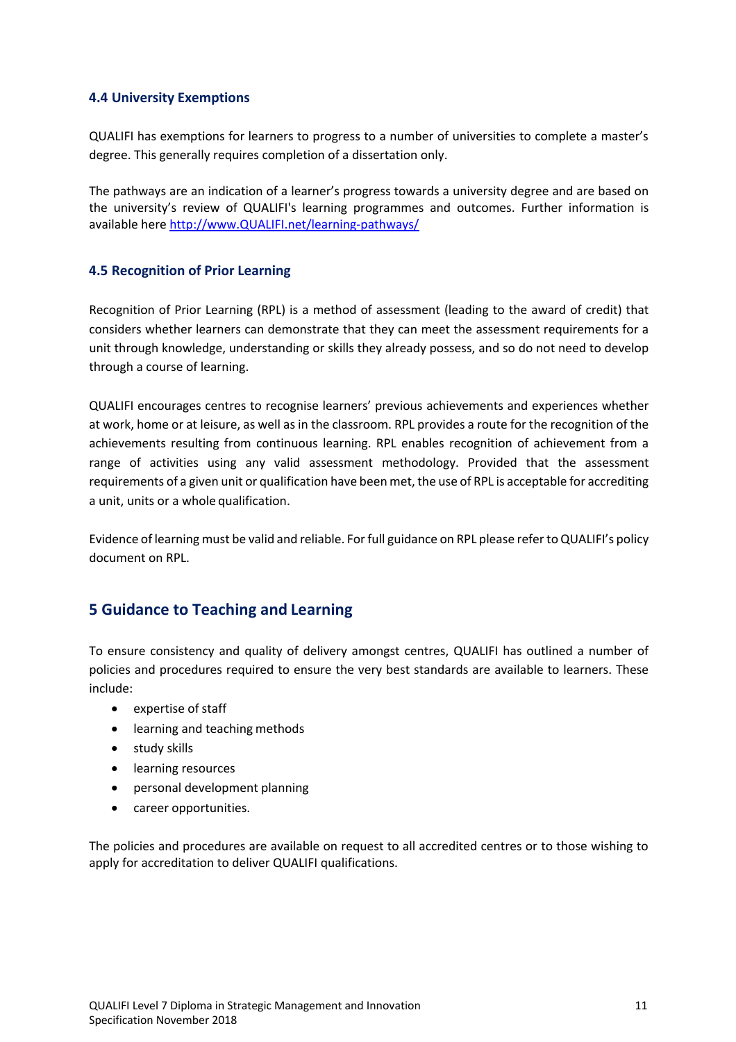### 4.4 University Exemptions

QUALIFI has exemptions for learners to progress to a number of universities to complete a master's degree. This generally requires completion of a dissertation only.

The pathways are an indication of a learner's progress towards a university degree and are based on the university's review of QUALIFI's learning programmes and outcomes. Further information is available here http://www.QUALIFI.net/learning-pathways/

### 4.5 Recognition of Prior Learning

Recognition of Prior Learning (RPL) is a method of assessment (leading to the award of credit) that considers whether learners can demonstrate that they can meet the assessment requirements for a unit through knowledge, understanding or skills they already possess, and so do not need to develop through a course of learning.

QUALIFI encourages centres to recognise learners' previous achievements and experiences whether at work, home or at leisure, as well as in the classroom. RPL provides a route for the recognition of the achievements resulting from continuous learning. RPL enables recognition of achievement from a range of activities using any valid assessment methodology. Provided that the assessment requirements of a given unit or qualification have been met, the use of RPL is acceptable for accrediting a unit, units or a whole qualification.

Evidence of learning must be valid and reliable. For full guidance on RPL please refer to QUALIFI's policy document on RPL.

## 5 Guidance to Teaching and Learning

To ensure consistency and quality of delivery amongst centres, QUALIFI has outlined a number of policies and procedures required to ensure the very best standards are available to learners. These include:

- expertise of staff
- learning and teaching methods
- study skills
- learning resources
- personal development planning
- career opportunities.

The policies and procedures are available on request to all accredited centres or to those wishing to apply for accreditation to deliver QUALIFI qualifications.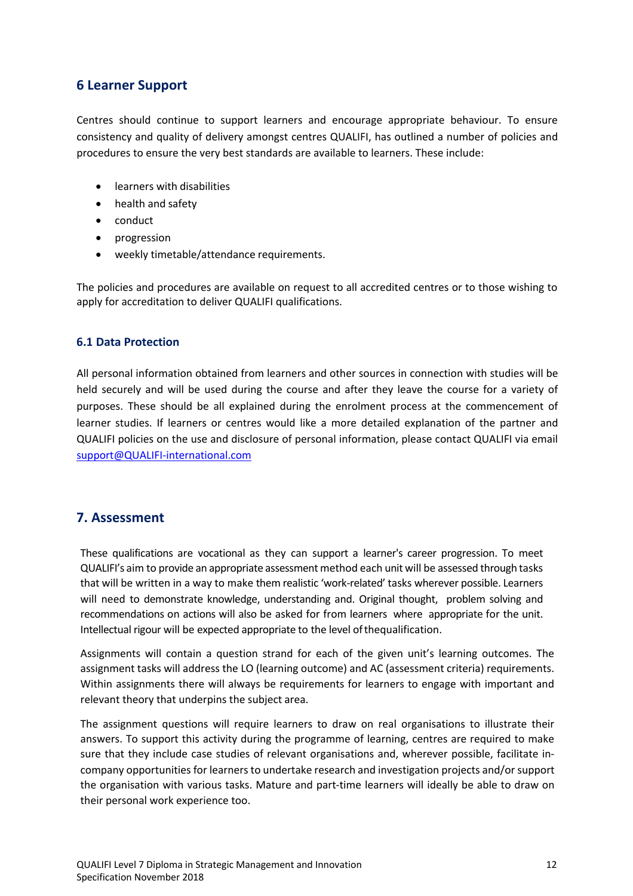## 6 Learner Support

Centres should continue to support learners and encourage appropriate behaviour. To ensure consistency and quality of delivery amongst centres QUALIFI, has outlined a number of policies and procedures to ensure the very best standards are available to learners. These include:

- learners with disabilities
- health and safety
- conduct
- progression
- weekly timetable/attendance requirements.

The policies and procedures are available on request to all accredited centres or to those wishing to apply for accreditation to deliver QUALIFI qualifications.

### 6.1 Data Protection

All personal information obtained from learners and other sources in connection with studies will be held securely and will be used during the course and after they leave the course for a variety of purposes. These should be all explained during the enrolment process at the commencement of learner studies. If learners or centres would like a more detailed explanation of the partner and QUALIFI policies on the use and disclosure of personal information, please contact QUALIFI via email support@QUALIFI-international.com

## 7. Assessment

These qualifications are vocational as they can support a learner's career progression. To meet QUALIFI's aim to provide an appropriate assessment method each unit will be assessed through tasks that will be written in a way to make them realistic 'work-related' tasks wherever possible. Learners will need to demonstrate knowledge, understanding and. Original thought, problem solving and recommendations on actions will also be asked for from learners where appropriate for the unit. Intellectual rigour will be expected appropriate to the level of thequalification.

Assignments will contain a question strand for each of the given unit's learning outcomes. The assignment tasks will address the LO (learning outcome) and AC (assessment criteria) requirements. Within assignments there will always be requirements for learners to engage with important and relevant theory that underpins the subject area.

The assignment questions will require learners to draw on real organisations to illustrate their answers. To support this activity during the programme of learning, centres are required to make sure that they include case studies of relevant organisations and, wherever possible, facilitate in-company opportunities for learners to undertake research and investigation projects and/or support the organisation with various tasks. Mature and part-time learners will ideally be able to draw on their personal work experience too.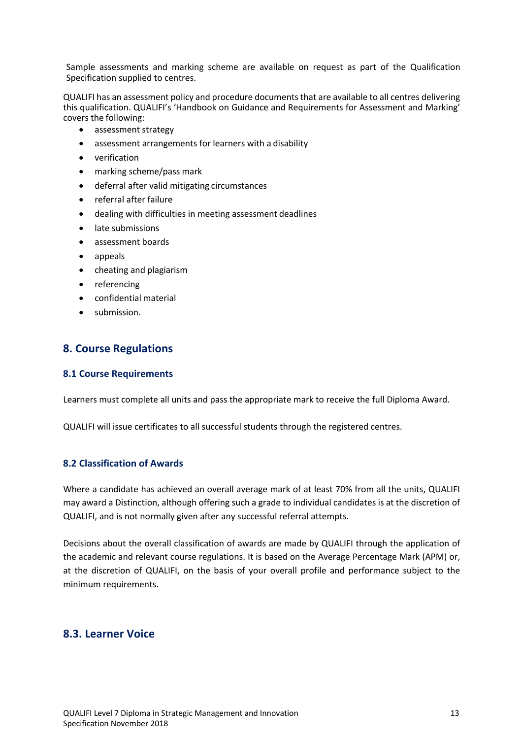Sample assessments and marking scheme are available on request as part of the Qualification Specification supplied to centres.

QUALIFI has an assessment policy and procedure documents that are available to all centres delivering this qualification. QUALIFI's 'Handbook on Guidance and Requirements for Assessment and Marking' covers the following:

- assessment strategy
- assessment arrangements for learners with a disability
- verification
- marking scheme/pass mark
- deferral after valid mitigating circumstances
- referral after failure
- dealing with difficulties in meeting assessment deadlines
- late submissions
- assessment boards
- appeals
- cheating and plagiarism
- referencing
- confidential material
- submission.

## 8. Course Regulations

### 8.1 Course Requirements

Learners must complete all units and pass the appropriate mark to receive the full Diploma Award.

QUALIFI will issue certificates to all successful students through the registered centres.

### 8.2 Classification of Awards

Where a candidate has achieved an overall average mark of at least 70% from all the units, QUALIFI may award a Distinction, although offering such a grade to individual candidates is at the discretion of QUALIFI, and is not normally given after any successful referral attempts.

Decisions about the overall classification of awards are made by QUALIFI through the application of the academic and relevant course regulations. It is based on the Average Percentage Mark (APM) or, at the discretion of QUALIFI, on the basis of your overall profile and performance subject to the minimum requirements.

## 8.3. Learner Voice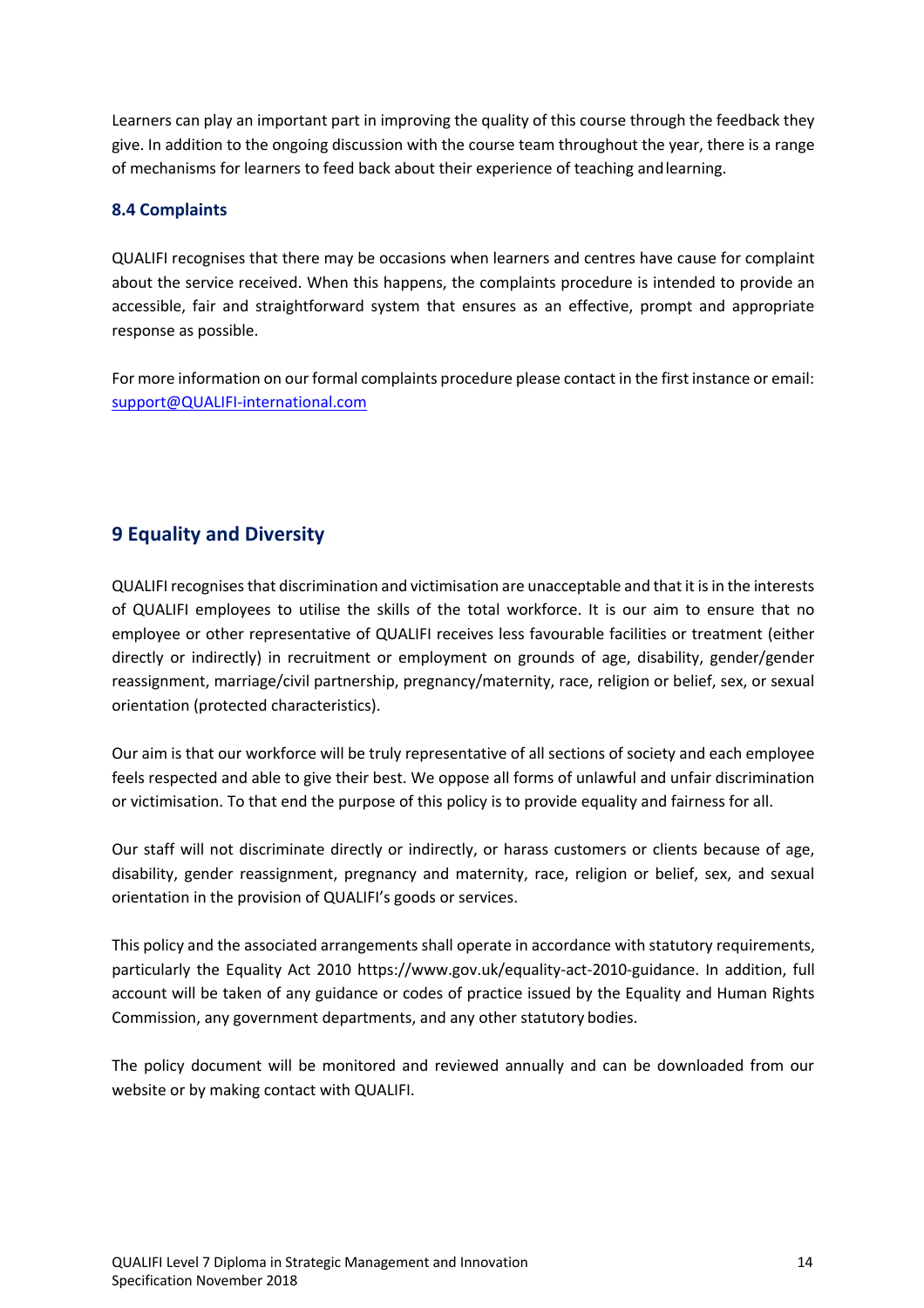Learners can play an important part in improving the quality of this course through the feedback they give. In addition to the ongoing discussion with the course team throughout the year, there is a range of mechanisms for learners to feed back about their experience of teaching and learning.

### 8.4 Complaints

QUALIFI recognises that there may be occasions when learners and centres have cause for complaint about the service received. When this happens, the complaints procedure is intended to provide an accessible, fair and straightforward system that ensures as an effective, prompt and appropriate response as possible.

For more information on our formal complaints procedure please contact in the first instance or email: support@QUALIFI-international.com

## 9 Equality and Diversity

QUALIFI recognises that discrimination and victimisation are unacceptable and that it is in the interests of QUALIFI employees to utilise the skills of the total workforce. It is our aim to ensure that no employee or other representative of QUALIFI receives less favourable facilities or treatment (either directly or indirectly) in recruitment or employment on grounds of age, disability, gender/gender reassignment, marriage/civil partnership, pregnancy/maternity, race, religion or belief, sex, or sexual orientation (protected characteristics).

Our aim is that our workforce will be truly representative of all sections of society and each employee feels respected and able to give their best. We oppose all forms of unlawful and unfair discrimination or victimisation. To that end the purpose of this policy is to provide equality and fairness for all.

Our staff will not discriminate directly or indirectly, or harass customers or clients because of age, disability, gender reassignment, pregnancy and maternity, race, religion or belief, sex, and sexual orientation in the provision of QUALIFI's goods or services.

This policy and the associated arrangements shall operate in accordance with statutory requirements, particularly the Equality Act 2010 https://www.gov.uk/equality-act-2010-guidance. In addition, full account will be taken of any guidance or codes of practice issued by the Equality and Human Rights Commission, any government departments, and any other statutory bodies.

The policy document will be monitored and reviewed annually and can be downloaded from our website or by making contact with QUALIFI.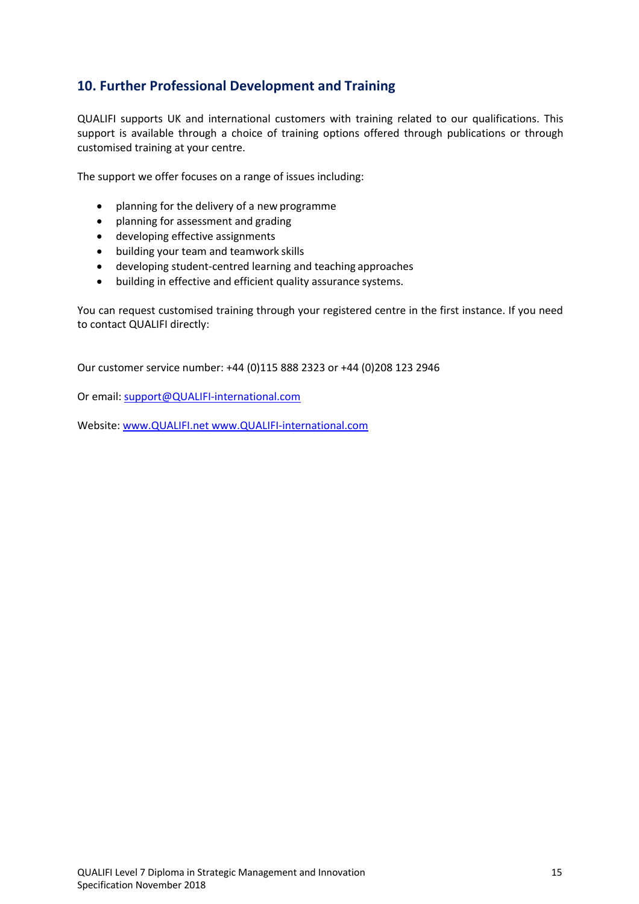## 10. Further Professional Development and Training

QUALIFI supports UK and international customers with training related to our qualifications. This support is available through a choice of training options offered through publications or through customised training at your centre.

The support we offer focuses on a range of issues including:

- planning for the delivery of a new programme
- planning for assessment and grading
- developing effective assignments
- building your team and teamwork skills
- developing student-centred learning and teaching approaches
- building in effective and efficient quality assurance systems.

You can request customised training through your registered centre in the first instance. If you need to contact QUALIFI directly:

Our customer service number: +44 (0)115 888 2323 or +44 (0)208 123 2946

Or email: support@QUALIFI-international.com

Website: www.QUALIFI.net www.QUALIFI-international.com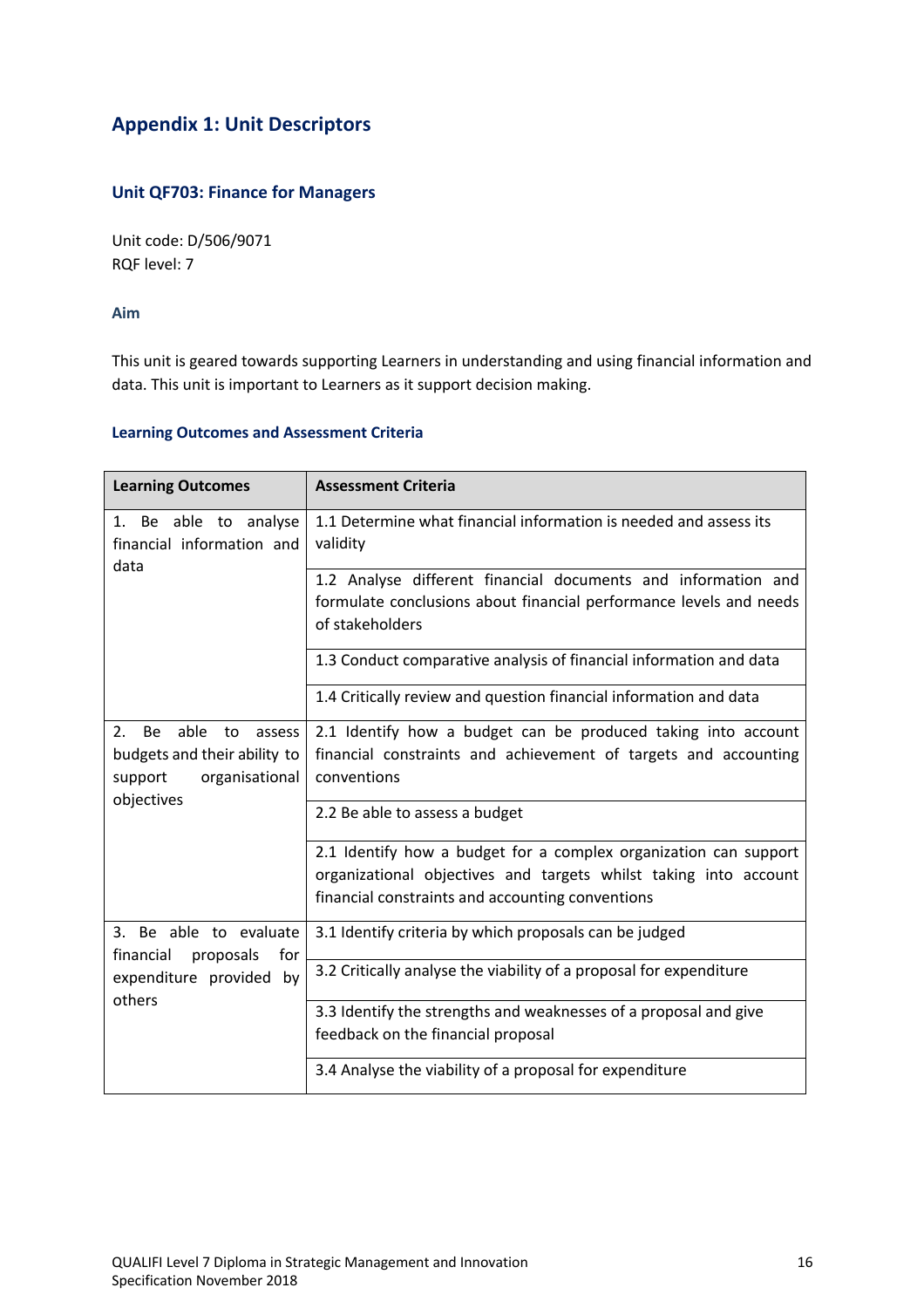## Appendix 1: Unit Descriptors

### Unit QF703: Finance for Managers

Unit code: D/506/9071
RQF level: 7

#### Aim

This unit is geared towards supporting Learners in understanding and using financial information and data. This unit is important to Learners as it support decision making.

#### Learning Outcomes and Assessment Criteria

| Learning Outcomes | Assessment Criteria |
|---|---|
| 1. Be able to analyse financial information and data | 1.1 Determine what financial information is needed and assess its validity |
| | 1.2 Analyse different financial documents and information and formulate conclusions about financial performance levels and needs of stakeholders |
| | 1.3 Conduct comparative analysis of financial information and data |
| | 1.4 Critically review and question financial information and data |
| 2. Be able to assess budgets and their ability to support organisational objectives | 2.1 Identify how a budget can be produced taking into account financial constraints and achievement of targets and accounting conventions |
| | 2.2 Be able to assess a budget |
| | 2.1 Identify how a budget for a complex organization can support organizational objectives and targets whilst taking into account financial constraints and accounting conventions |
| 3. Be able to evaluate financial proposals for expenditure provided by others | 3.1 Identify criteria by which proposals can be judged |
| | 3.2 Critically analyse the viability of a proposal for expenditure |
| | 3.3 Identify the strengths and weaknesses of a proposal and give feedback on the financial proposal |
| | 3.4 Analyse the viability of a proposal for expenditure |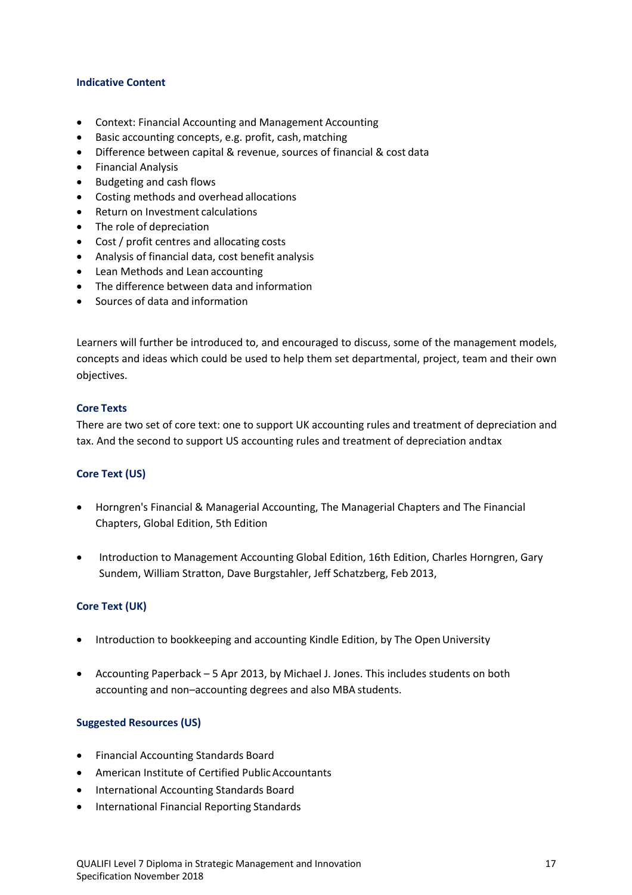### Indicative Content

- Context: Financial Accounting and Management Accounting
- Basic accounting concepts, e.g. profit, cash, matching
- Difference between capital & revenue, sources of financial & cost data
- Financial Analysis
- Budgeting and cash flows
- Costing methods and overhead allocations
- Return on Investment calculations
- The role of depreciation
- Cost / profit centres and allocating costs
- Analysis of financial data, cost benefit analysis
- Lean Methods and Lean accounting
- The difference between data and information
- Sources of data and information

Learners will further be introduced to, and encouraged to discuss, some of the management models, concepts and ideas which could be used to help them set departmental, project, team and their own objectives.

### Core Texts

There are two set of core text: one to support UK accounting rules and treatment of depreciation and tax. And the second to support US accounting rules and treatment of depreciation andtax

### Core Text (US)

- Horngren's Financial & Managerial Accounting, The Managerial Chapters and The Financial Chapters, Global Edition, 5th Edition

- Introduction to Management Accounting Global Edition, 16th Edition, Charles Horngren, Gary Sundem, William Stratton, Dave Burgstahler, Jeff Schatzberg, Feb 2013,

### Core Text (UK)

- Introduction to bookkeeping and accounting Kindle Edition, by The Open University

- Accounting Paperback – 5 Apr 2013, by Michael J. Jones. This includes students on both accounting and non–accounting degrees and also MBA students.

### Suggested Resources (US)

- Financial Accounting Standards Board
- American Institute of Certified Public Accountants
- International Accounting Standards Board
- International Financial Reporting Standards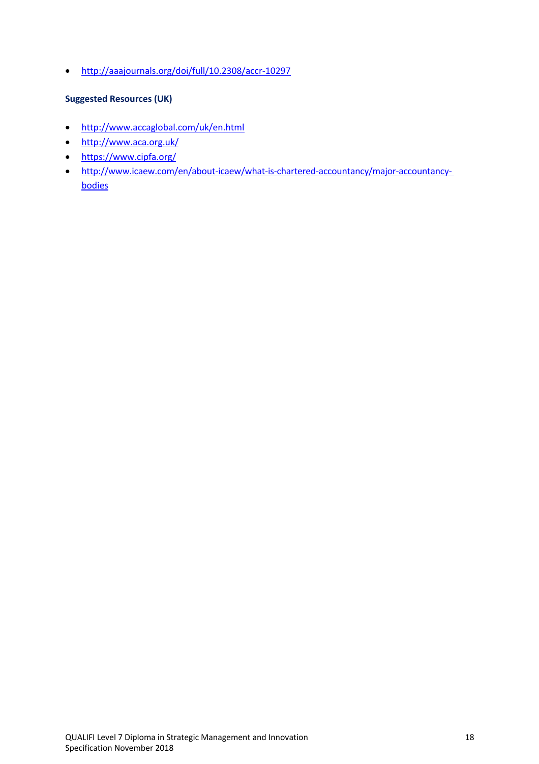- http://aaajournals.org/doi/full/10.2308/accr-10297

**Suggested Resources (UK)**

- http://www.accaglobal.com/uk/en.html
- http://www.aca.org.uk/
- https://www.cipfa.org/
- http://www.icaew.com/en/about-icaew/what-is-chartered-accountancy/major-accountancy-bodies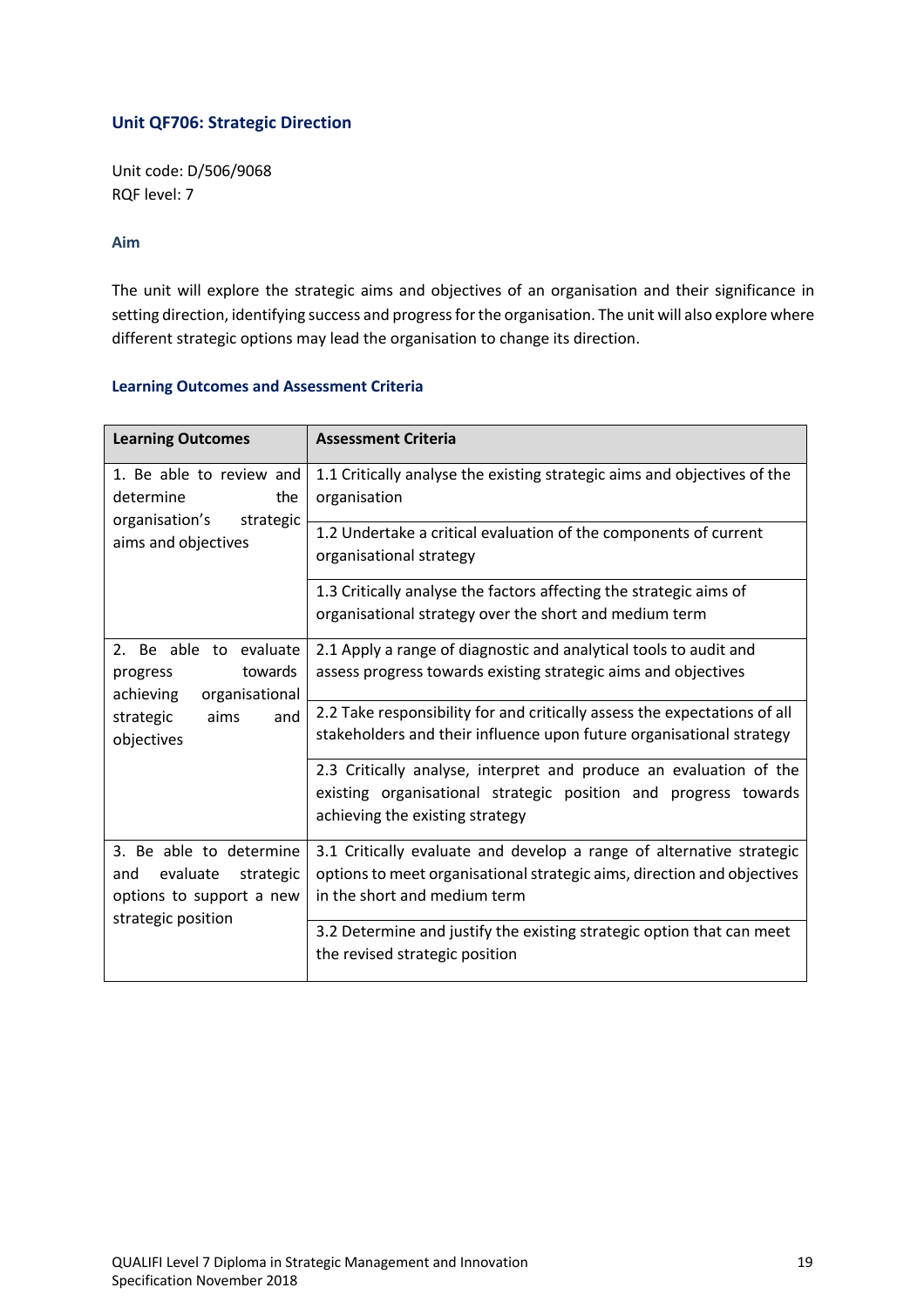## Unit QF706: Strategic Direction

Unit code: D/506/9068
RQF level: 7

### Aim

The unit will explore the strategic aims and objectives of an organisation and their significance in setting direction, identifying success and progress for the organisation. The unit will also explore where different strategic options may lead the organisation to change its direction.

### Learning Outcomes and Assessment Criteria

| Learning Outcomes | Assessment Criteria |
|---|---|
| 1. Be able to review and determine the organisation's strategic aims and objectives | 1.1 Critically analyse the existing strategic aims and objectives of the organisation |
| | 1.2 Undertake a critical evaluation of the components of current organisational strategy |
| | 1.3 Critically analyse the factors affecting the strategic aims of organisational strategy over the short and medium term |
| 2. Be able to evaluate progress towards achieving organisational strategic aims and objectives | 2.1 Apply a range of diagnostic and analytical tools to audit and assess progress towards existing strategic aims and objectives |
| | 2.2 Take responsibility for and critically assess the expectations of all stakeholders and their influence upon future organisational strategy |
| | 2.3 Critically analyse, interpret and produce an evaluation of the existing organisational strategic position and progress towards achieving the existing strategy |
| 3. Be able to determine and evaluate strategic options to support a new strategic position | 3.1 Critically evaluate and develop a range of alternative strategic options to meet organisational strategic aims, direction and objectives in the short and medium term |
| | 3.2 Determine and justify the existing strategic option that can meet the revised strategic position |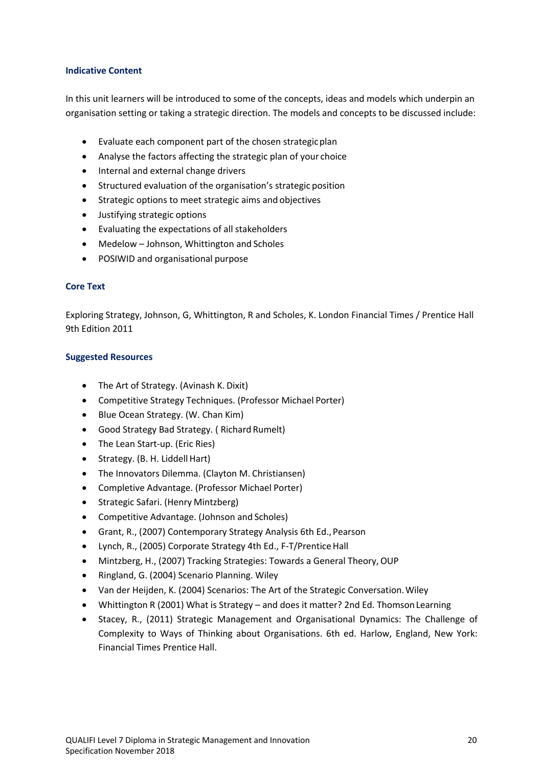### Indicative Content

In this unit learners will be introduced to some of the concepts, ideas and models which underpin an organisation setting or taking a strategic direction. The models and concepts to be discussed include:

- Evaluate each component part of the chosen strategic plan
- Analyse the factors affecting the strategic plan of your choice
- Internal and external change drivers
- Structured evaluation of the organisation's strategic position
- Strategic options to meet strategic aims and objectives
- Justifying strategic options
- Evaluating the expectations of all stakeholders
- Medelow – Johnson, Whittington and Scholes
- POSIWID and organisational purpose

### Core Text

Exploring Strategy, Johnson, G, Whittington, R and Scholes, K. London Financial Times / Prentice Hall 9th Edition 2011

### Suggested Resources

- The Art of Strategy. (Avinash K. Dixit)
- Competitive Strategy Techniques. (Professor Michael Porter)
- Blue Ocean Strategy. (W. Chan Kim)
- Good Strategy Bad Strategy. ( Richard Rumelt)
- The Lean Start-up. (Eric Ries)
- Strategy. (B. H. Liddell Hart)
- The Innovators Dilemma. (Clayton M. Christiansen)
- Completive Advantage. (Professor Michael Porter)
- Strategic Safari. (Henry Mintzberg)
- Competitive Advantage. (Johnson and Scholes)
- Grant, R., (2007) Contemporary Strategy Analysis 6th Ed., Pearson
- Lynch, R., (2005) Corporate Strategy 4th Ed., F-T/Prentice Hall
- Mintzberg, H., (2007) Tracking Strategies: Towards a General Theory, OUP
- Ringland, G. (2004) Scenario Planning. Wiley
- Van der Heijden, K. (2004) Scenarios: The Art of the Strategic Conversation. Wiley
- Whittington R (2001) What is Strategy – and does it matter? 2nd Ed. Thomson Learning
- Stacey, R., (2011) Strategic Management and Organisational Dynamics: The Challenge of Complexity to Ways of Thinking about Organisations. 6th ed. Harlow, England, New York: Financial Times Prentice Hall.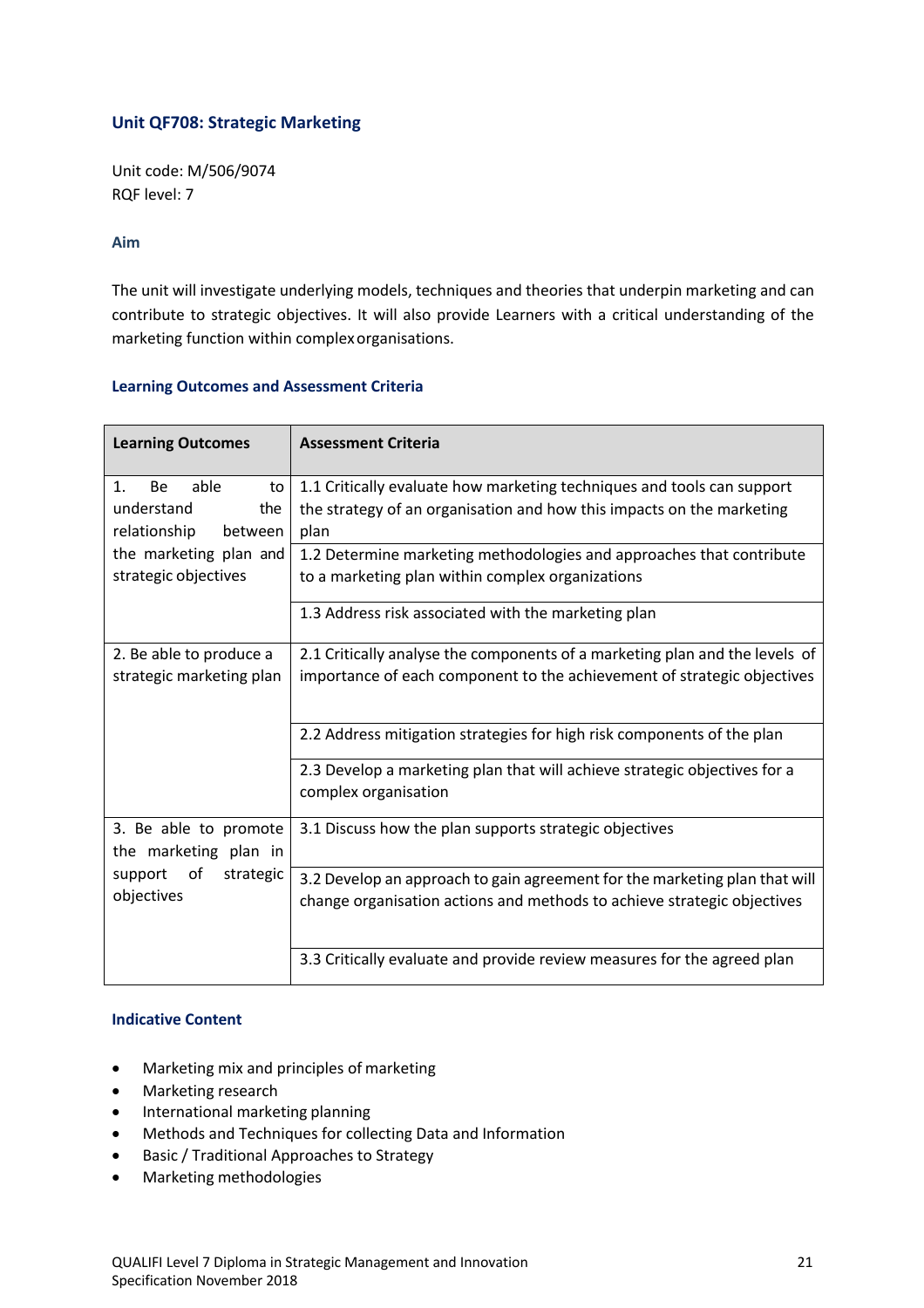## Unit QF708: Strategic Marketing

Unit code: M/506/9074
RQF level: 7

### Aim

The unit will investigate underlying models, techniques and theories that underpin marketing and can contribute to strategic objectives. It will also provide Learners with a critical understanding of the marketing function within complex organisations.

### Learning Outcomes and Assessment Criteria

| Learning Outcomes | Assessment Criteria |
|---|---|
| 1. Be able to understand the relationship between the marketing plan and strategic objectives | 1.1 Critically evaluate how marketing techniques and tools can support the strategy of an organisation and how this impacts on the marketing plan |
| | 1.2 Determine marketing methodologies and approaches that contribute to a marketing plan within complex organizations |
| | 1.3 Address risk associated with the marketing plan |
| 2. Be able to produce a strategic marketing plan | 2.1 Critically analyse the components of a marketing plan and the levels of importance of each component to the achievement of strategic objectives |
| | 2.2 Address mitigation strategies for high risk components of the plan |
| | 2.3 Develop a marketing plan that will achieve strategic objectives for a complex organisation |
| 3. Be able to promote the marketing plan in support of strategic objectives | 3.1 Discuss how the plan supports strategic objectives |
| | 3.2 Develop an approach to gain agreement for the marketing plan that will change organisation actions and methods to achieve strategic objectives |
| | 3.3 Critically evaluate and provide review measures for the agreed plan |

### Indicative Content

- Marketing mix and principles of marketing
- Marketing research
- International marketing planning
- Methods and Techniques for collecting Data and Information
- Basic / Traditional Approaches to Strategy
- Marketing methodologies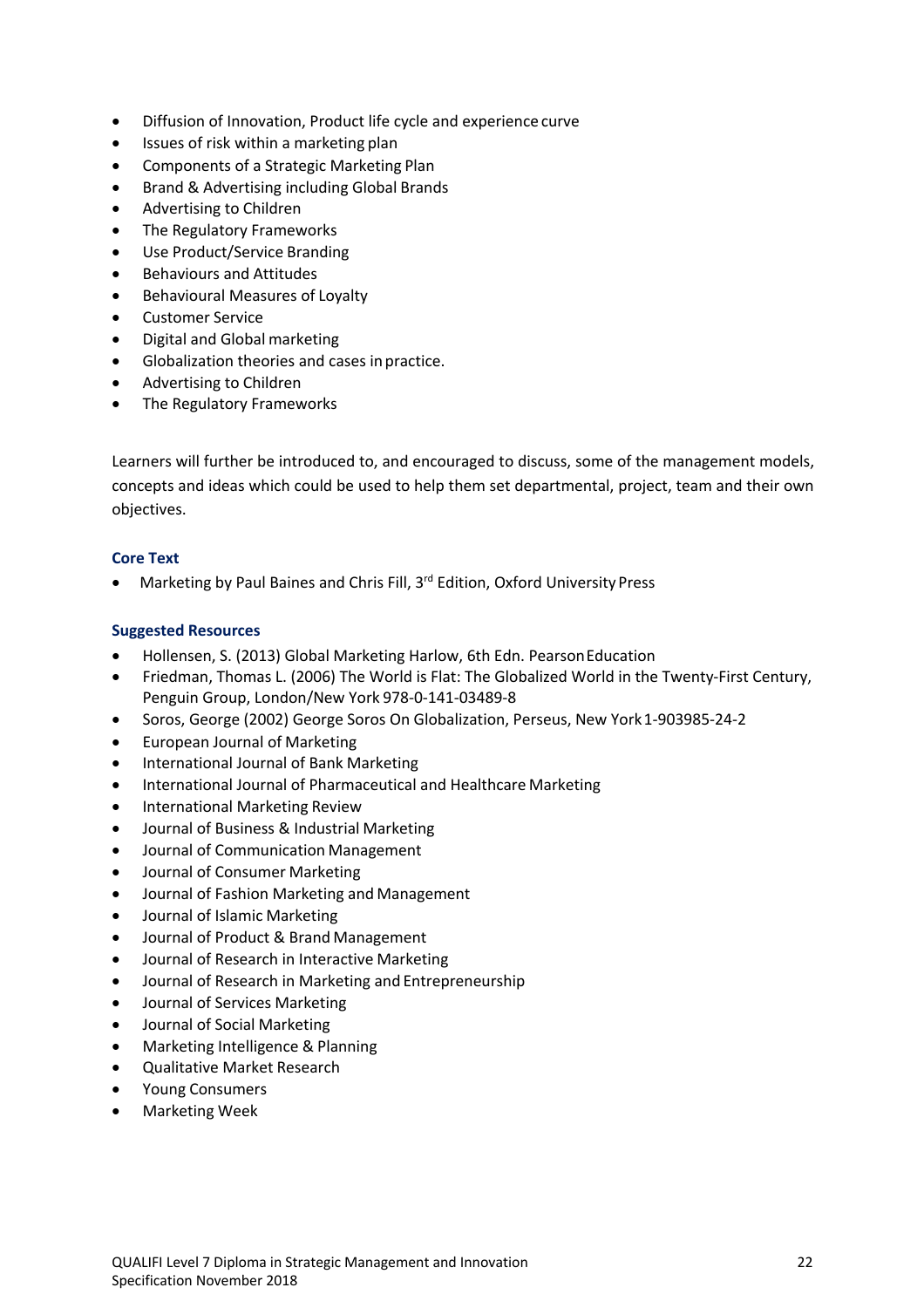- Diffusion of Innovation, Product life cycle and experience curve
- Issues of risk within a marketing plan
- Components of a Strategic Marketing Plan
- Brand & Advertising including Global Brands
- Advertising to Children
- The Regulatory Frameworks
- Use Product/Service Branding
- Behaviours and Attitudes
- Behavioural Measures of Loyalty
- Customer Service
- Digital and Global marketing
- Globalization theories and cases in practice.
- Advertising to Children
- The Regulatory Frameworks

Learners will further be introduced to, and encouraged to discuss, some of the management models, concepts and ideas which could be used to help them set departmental, project, team and their own objectives.

### Core Text

- Marketing by Paul Baines and Chris Fill, 3rd Edition, Oxford University Press

### Suggested Resources

- Hollensen, S. (2013) Global Marketing Harlow, 6th Edn. Pearson Education
- Friedman, Thomas L. (2006) The World is Flat: The Globalized World in the Twenty-First Century, Penguin Group, London/New York 978-0-141-03489-8
- Soros, George (2002) George Soros On Globalization, Perseus, New York 1-903985-24-2
- European Journal of Marketing
- International Journal of Bank Marketing
- International Journal of Pharmaceutical and Healthcare Marketing
- International Marketing Review
- Journal of Business & Industrial Marketing
- Journal of Communication Management
- Journal of Consumer Marketing
- Journal of Fashion Marketing and Management
- Journal of Islamic Marketing
- Journal of Product & Brand Management
- Journal of Research in Interactive Marketing
- Journal of Research in Marketing and Entrepreneurship
- Journal of Services Marketing
- Journal of Social Marketing
- Marketing Intelligence & Planning
- Qualitative Market Research
- Young Consumers
- Marketing Week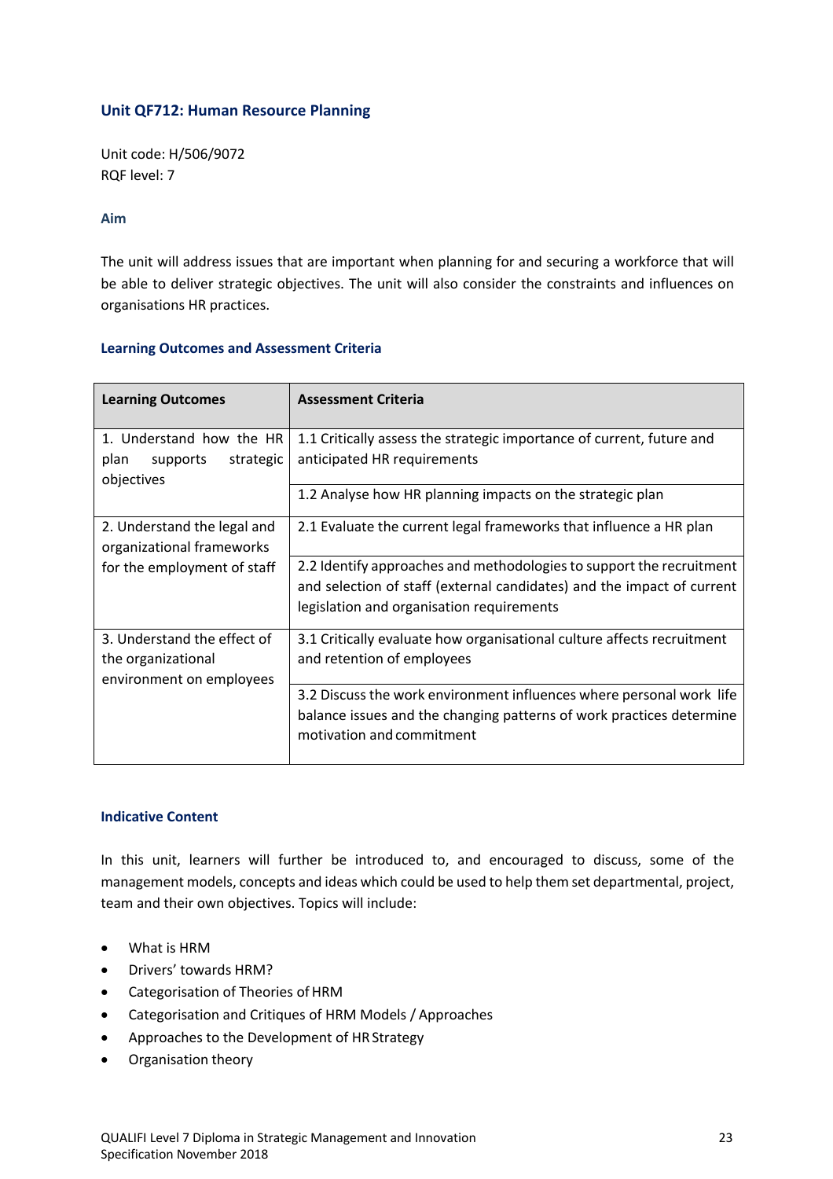## Unit QF712: Human Resource Planning

Unit code: H/506/9072
RQF level: 7

### Aim

The unit will address issues that are important when planning for and securing a workforce that will be able to deliver strategic objectives. The unit will also consider the constraints and influences on organisations HR practices.

### Learning Outcomes and Assessment Criteria

| Learning Outcomes | Assessment Criteria |
|---|---|
| 1. Understand how the HR plan supports strategic objectives | 1.1 Critically assess the strategic importance of current, future and anticipated HR requirements |
| | 1.2 Analyse how HR planning impacts on the strategic plan |
| 2. Understand the legal and organizational frameworks for the employment of staff | 2.1 Evaluate the current legal frameworks that influence a HR plan |
| | 2.2 Identify approaches and methodologies to support the recruitment and selection of staff (external candidates) and the impact of current legislation and organisation requirements |
| 3. Understand the effect of the organizational environment on employees | 3.1 Critically evaluate how organisational culture affects recruitment and retention of employees |
| | 3.2 Discuss the work environment influences where personal work life balance issues and the changing patterns of work practices determine motivation and commitment |

### Indicative Content

In this unit, learners will further be introduced to, and encouraged to discuss, some of the management models, concepts and ideas which could be used to help them set departmental, project, team and their own objectives. Topics will include:

- What is HRM
- Drivers' towards HRM?
- Categorisation of Theories of HRM
- Categorisation and Critiques of HRM Models / Approaches
- Approaches to the Development of HR Strategy
- Organisation theory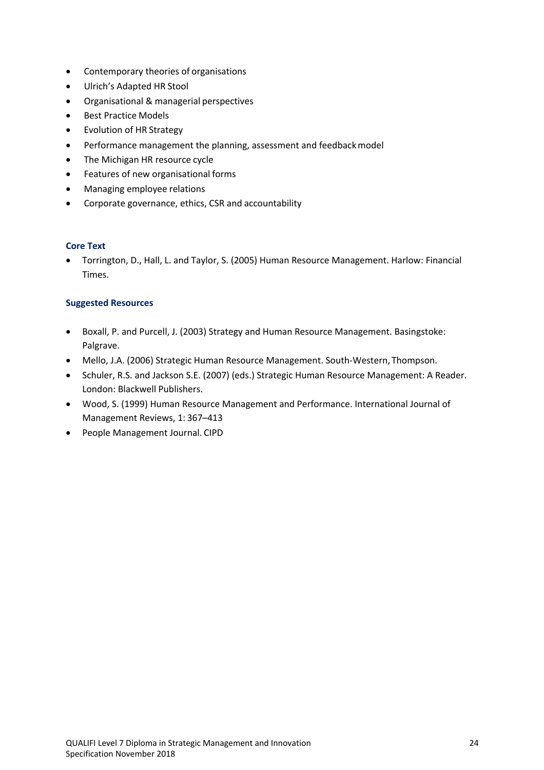- Contemporary theories of organisations
- Ulrich's Adapted HR Stool
- Organisational & managerial perspectives
- Best Practice Models
- Evolution of HR Strategy
- Performance management the planning, assessment and feedback model
- The Michigan HR resource cycle
- Features of new organisational forms
- Managing employee relations
- Corporate governance, ethics, CSR and accountability

**Core Text**

- Torrington, D., Hall, L. and Taylor, S. (2005) Human Resource Management. Harlow: Financial Times.

**Suggested Resources**

- Boxall, P. and Purcell, J. (2003) Strategy and Human Resource Management. Basingstoke: Palgrave.
- Mello, J.A. (2006) Strategic Human Resource Management. South-Western, Thompson.
- Schuler, R.S. and Jackson S.E. (2007) (eds.) Strategic Human Resource Management: A Reader. London: Blackwell Publishers.
- Wood, S. (1999) Human Resource Management and Performance. International Journal of Management Reviews, 1: 367–413
- People Management Journal. CIPD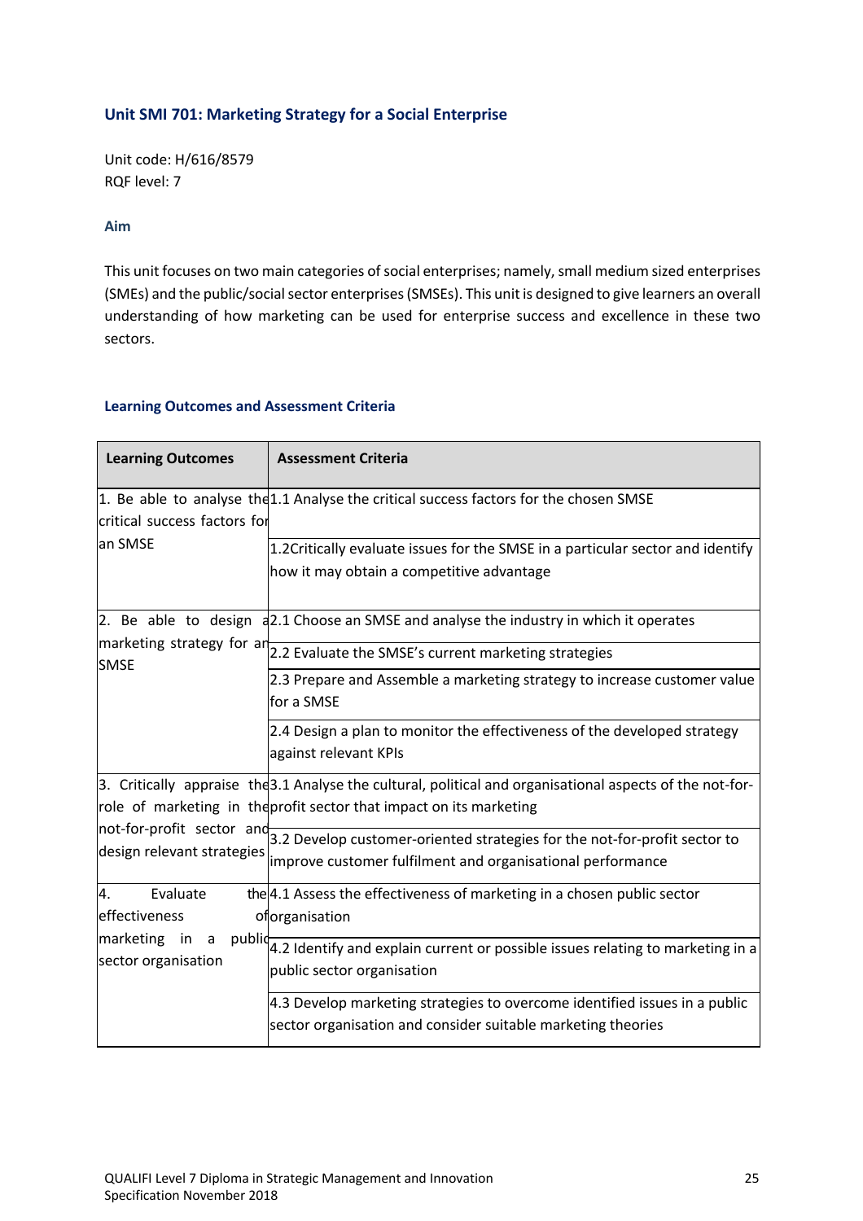### Unit SMI 701: Marketing Strategy for a Social Enterprise

Unit code: H/616/8579
RQF level: 7

#### Aim

This unit focuses on two main categories of social enterprises; namely, small medium sized enterprises (SMEs) and the public/social sector enterprises (SMSEs). This unit is designed to give learners an overall understanding of how marketing can be used for enterprise success and excellence in these two sectors.

#### Learning Outcomes and Assessment Criteria

| Learning Outcomes | Assessment Criteria |
|---|---|
| 1. Be able to analyse the critical success factors for an SMSE | 1.1 Analyse the critical success factors for the chosen SMSE |
| | 1.2Critically evaluate issues for the SMSE in a particular sector and identify how it may obtain a competitive advantage |
| 2. Be able to design a marketing strategy for an SMSE | 2.1 Choose an SMSE and analyse the industry in which it operates |
| | 2.2 Evaluate the SMSE's current marketing strategies |
| | 2.3 Prepare and Assemble a marketing strategy to increase customer value for a SMSE |
| | 2.4 Design a plan to monitor the effectiveness of the developed strategy against relevant KPIs |
| 3. Critically appraise the role of marketing in the not-for-profit sector and design relevant strategies | 3.1 Analyse the cultural, political and organisational aspects of the not-for-profit sector that impact on its marketing |
| | 3.2 Develop customer-oriented strategies for the not-for-profit sector to improve customer fulfilment and organisational performance |
| 4. Evaluate the effectiveness of marketing in a public sector organisation | 4.1 Assess the effectiveness of marketing in a chosen public sector organisation |
| | 4.2 Identify and explain current or possible issues relating to marketing in a public sector organisation |
| | 4.3 Develop marketing strategies to overcome identified issues in a public sector organisation and consider suitable marketing theories |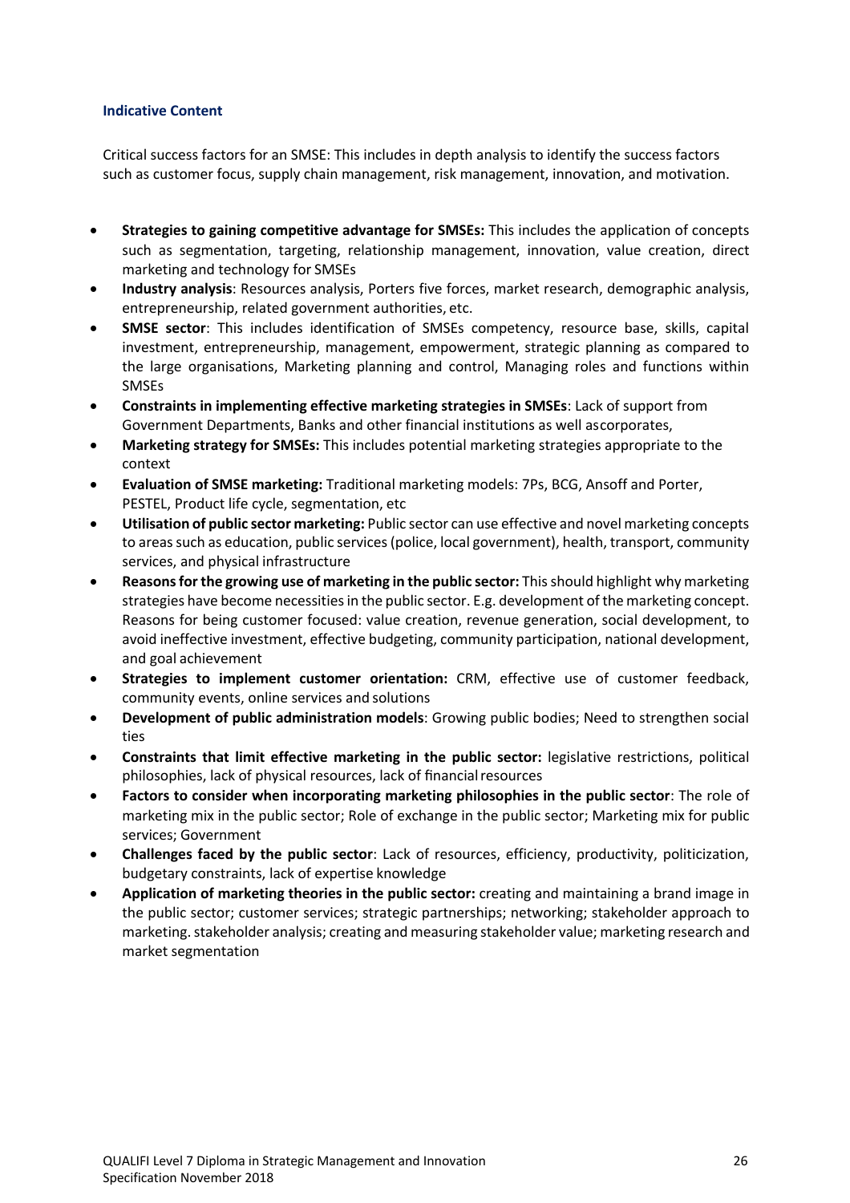**Indicative Content**

Critical success factors for an SMSE: This includes in depth analysis to identify the success factors such as customer focus, supply chain management, risk management, innovation, and motivation.

- **Strategies to gaining competitive advantage for SMSEs:** This includes the application of concepts such as segmentation, targeting, relationship management, innovation, value creation, direct marketing and technology for SMSEs
- **Industry analysis**: Resources analysis, Porters five forces, market research, demographic analysis, entrepreneurship, related government authorities, etc.
- **SMSE sector**: This includes identification of SMSEs competency, resource base, skills, capital investment, entrepreneurship, management, empowerment, strategic planning as compared to the large organisations, Marketing planning and control, Managing roles and functions within SMSEs
- **Constraints in implementing effective marketing strategies in SMSEs**: Lack of support from Government Departments, Banks and other financial institutions as well ascorporates,
- **Marketing strategy for SMSEs:** This includes potential marketing strategies appropriate to the context
- **Evaluation of SMSE marketing:** Traditional marketing models: 7Ps, BCG, Ansoff and Porter, PESTEL, Product life cycle, segmentation, etc
- **Utilisation of public sector marketing:** Public sector can use effective and novel marketing concepts to areas such as education, public services (police, local government), health, transport, community services, and physical infrastructure
- **Reasons for the growing use of marketing in the public sector:** This should highlight why marketing strategies have become necessities in the public sector. E.g. development of the marketing concept. Reasons for being customer focused: value creation, revenue generation, social development, to avoid ineffective investment, effective budgeting, community participation, national development, and goal achievement
- **Strategies to implement customer orientation:** CRM, effective use of customer feedback, community events, online services and solutions
- **Development of public administration models**: Growing public bodies; Need to strengthen social ties
- **Constraints that limit effective marketing in the public sector:** legislative restrictions, political philosophies, lack of physical resources, lack of financial resources
- **Factors to consider when incorporating marketing philosophies in the public sector**: The role of marketing mix in the public sector; Role of exchange in the public sector; Marketing mix for public services; Government
- **Challenges faced by the public sector**: Lack of resources, efficiency, productivity, politicization, budgetary constraints, lack of expertise knowledge
- **Application of marketing theories in the public sector:** creating and maintaining a brand image in the public sector; customer services; strategic partnerships; networking; stakeholder approach to marketing. stakeholder analysis; creating and measuring stakeholder value; marketing research and market segmentation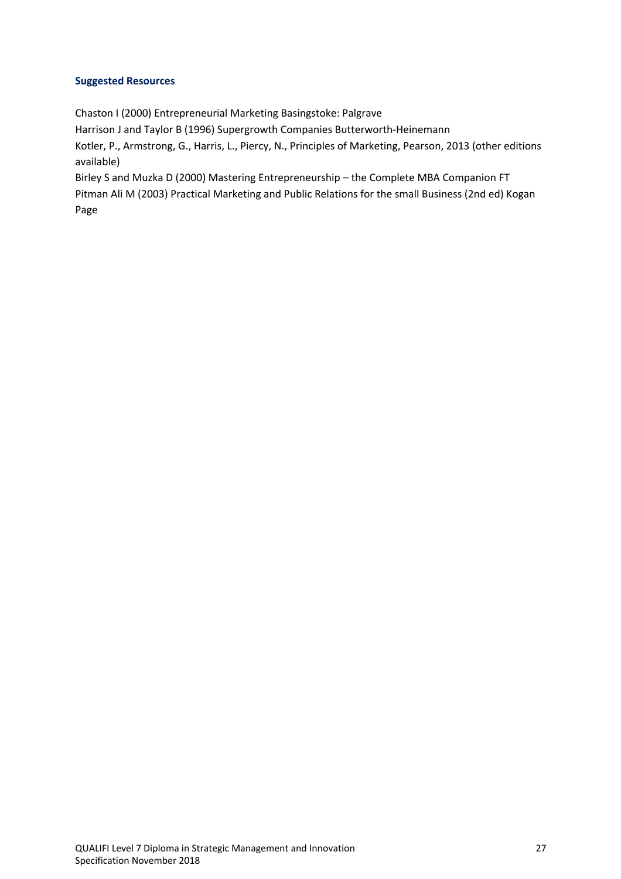**Suggested Resources**

Chaston I (2000) Entrepreneurial Marketing Basingstoke: Palgrave

Harrison J and Taylor B (1996) Supergrowth Companies Butterworth-Heinemann

Kotler, P., Armstrong, G., Harris, L., Piercy, N., Principles of Marketing, Pearson, 2013 (other editions available)

Birley S and Muzka D (2000) Mastering Entrepreneurship – the Complete MBA Companion FT

Pitman Ali M (2003) Practical Marketing and Public Relations for the small Business (2nd ed) Kogan Page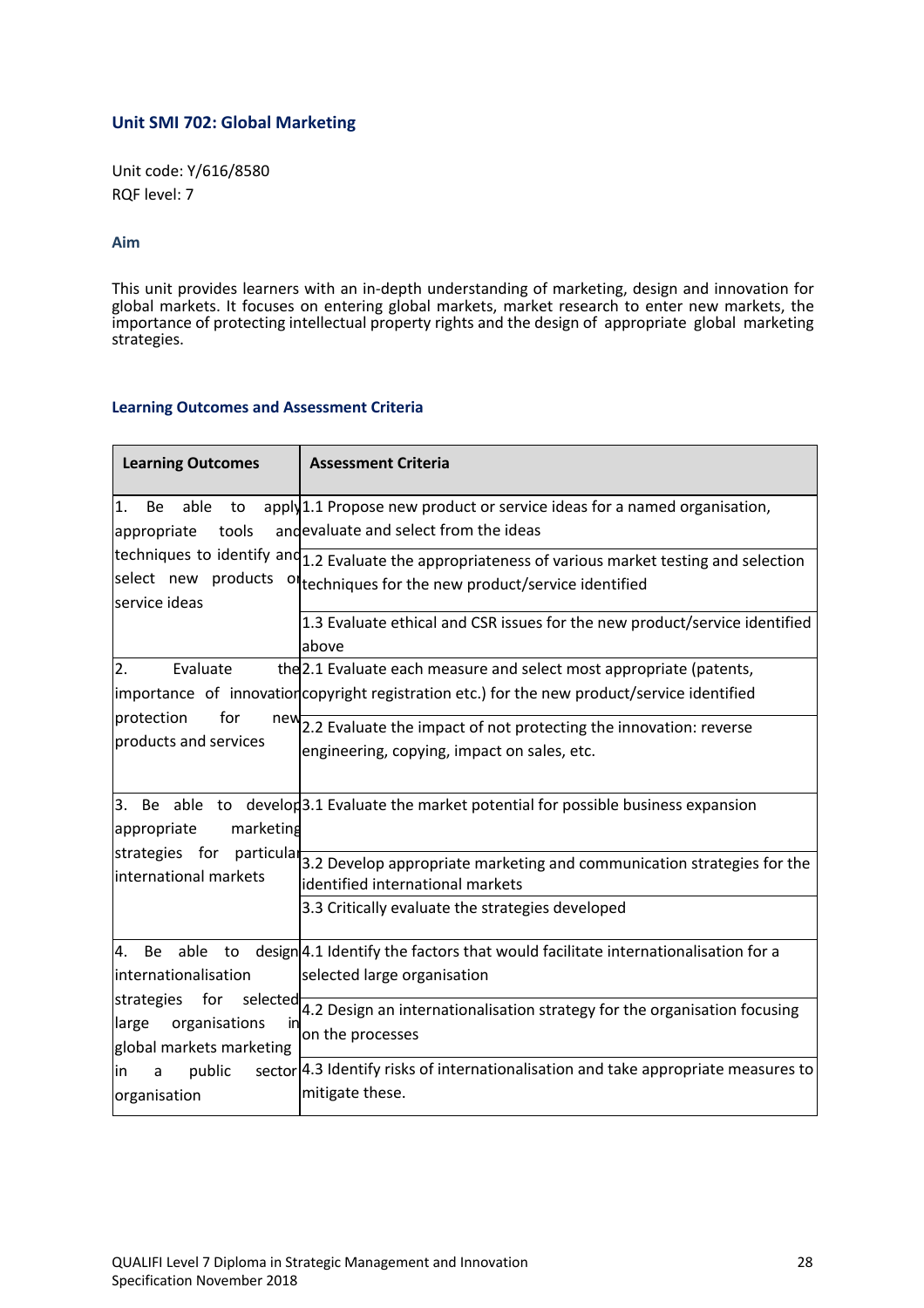## Unit SMI 702: Global Marketing

Unit code: Y/616/8580
RQF level: 7

### Aim

This unit provides learners with an in-depth understanding of marketing, design and innovation for global markets. It focuses on entering global markets, market research to enter new markets, the importance of protecting intellectual property rights and the design of appropriate global marketing strategies.

### Learning Outcomes and Assessment Criteria

| Learning Outcomes | Assessment Criteria |
|---|---|
| 1. Be able to apply appropriate tools and techniques to identify and select new products or service ideas | 1.1 Propose new product or service ideas for a named organisation, evaluate and select from the ideas |
| | 1.2 Evaluate the appropriateness of various market testing and selection techniques for the new product/service identified |
| | 1.3 Evaluate ethical and CSR issues for the new product/service identified above |
| 2. Evaluate the importance of innovation protection for new products and services | 2.1 Evaluate each measure and select most appropriate (patents, copyright registration etc.) for the new product/service identified |
| | 2.2 Evaluate the impact of not protecting the innovation: reverse engineering, copying, impact on sales, etc. |
| 3. Be able to develop appropriate marketing strategies for particular international markets | 3.1 Evaluate the market potential for possible business expansion |
| | 3.2 Develop appropriate marketing and communication strategies for the identified international markets |
| | 3.3 Critically evaluate the strategies developed |
| 4. Be able to design internationalisation strategies for selected large organisations in global markets marketing in a public sector organisation | 4.1 Identify the factors that would facilitate internationalisation for a selected large organisation |
| | 4.2 Design an internationalisation strategy for the organisation focusing on the processes |
| | 4.3 Identify risks of internationalisation and take appropriate measures to mitigate these. |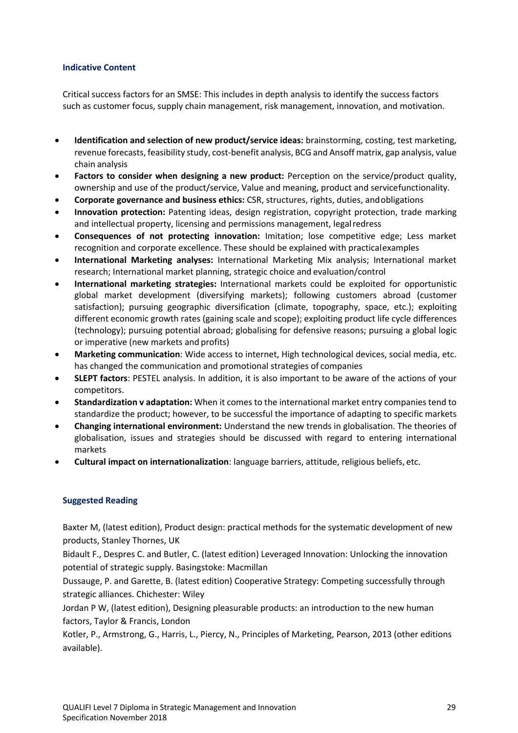### Indicative Content

Critical success factors for an SMSE: This includes in depth analysis to identify the success factors such as customer focus, supply chain management, risk management, innovation, and motivation.

- **Identification and selection of new product/service ideas:** brainstorming, costing, test marketing, revenue forecasts, feasibility study, cost-benefit analysis, BCG and Ansoff matrix, gap analysis, value chain analysis
- **Factors to consider when designing a new product:** Perception on the service/product quality, ownership and use of the product/service, Value and meaning, product and servicefunctionality.
- **Corporate governance and business ethics:** CSR, structures, rights, duties, andobligations
- **Innovation protection:** Patenting ideas, design registration, copyright protection, trade marking and intellectual property, licensing and permissions management, legalredress
- **Consequences of not protecting innovation:** Imitation; lose competitive edge; Less market recognition and corporate excellence. These should be explained with practicalexamples
- **International Marketing analyses:** International Marketing Mix analysis; International market research; International market planning, strategic choice and evaluation/control
- **International marketing strategies:** International markets could be exploited for opportunistic global market development (diversifying markets); following customers abroad (customer satisfaction); pursuing geographic diversification (climate, topography, space, etc.); exploiting different economic growth rates (gaining scale and scope); exploiting product life cycle differences (technology); pursuing potential abroad; globalising for defensive reasons; pursuing a global logic or imperative (new markets and profits)
- **Marketing communication**: Wide access to internet, High technological devices, social media, etc. has changed the communication and promotional strategies of companies
- **SLEPT factors**: PESTEL analysis. In addition, it is also important to be aware of the actions of your competitors.
- **Standardization v adaptation:** When it comes to the international market entry companies tend to standardize the product; however, to be successful the importance of adapting to specific markets
- **Changing international environment:** Understand the new trends in globalisation. The theories of globalisation, issues and strategies should be discussed with regard to entering international markets
- **Cultural impact on internationalization**: language barriers, attitude, religious beliefs, etc.

### Suggested Reading

Baxter M, (latest edition), Product design: practical methods for the systematic development of new products, Stanley Thornes, UK

Bidault F., Despres C. and Butler, C. (latest edition) Leveraged Innovation: Unlocking the innovation potential of strategic supply. Basingstoke: Macmillan

Dussauge, P. and Garette, B. (latest edition) Cooperative Strategy: Competing successfully through strategic alliances. Chichester: Wiley

Jordan P W, (latest edition), Designing pleasurable products: an introduction to the new human factors, Taylor & Francis, London

Kotler, P., Armstrong, G., Harris, L., Piercy, N., Principles of Marketing, Pearson, 2013 (other editions available).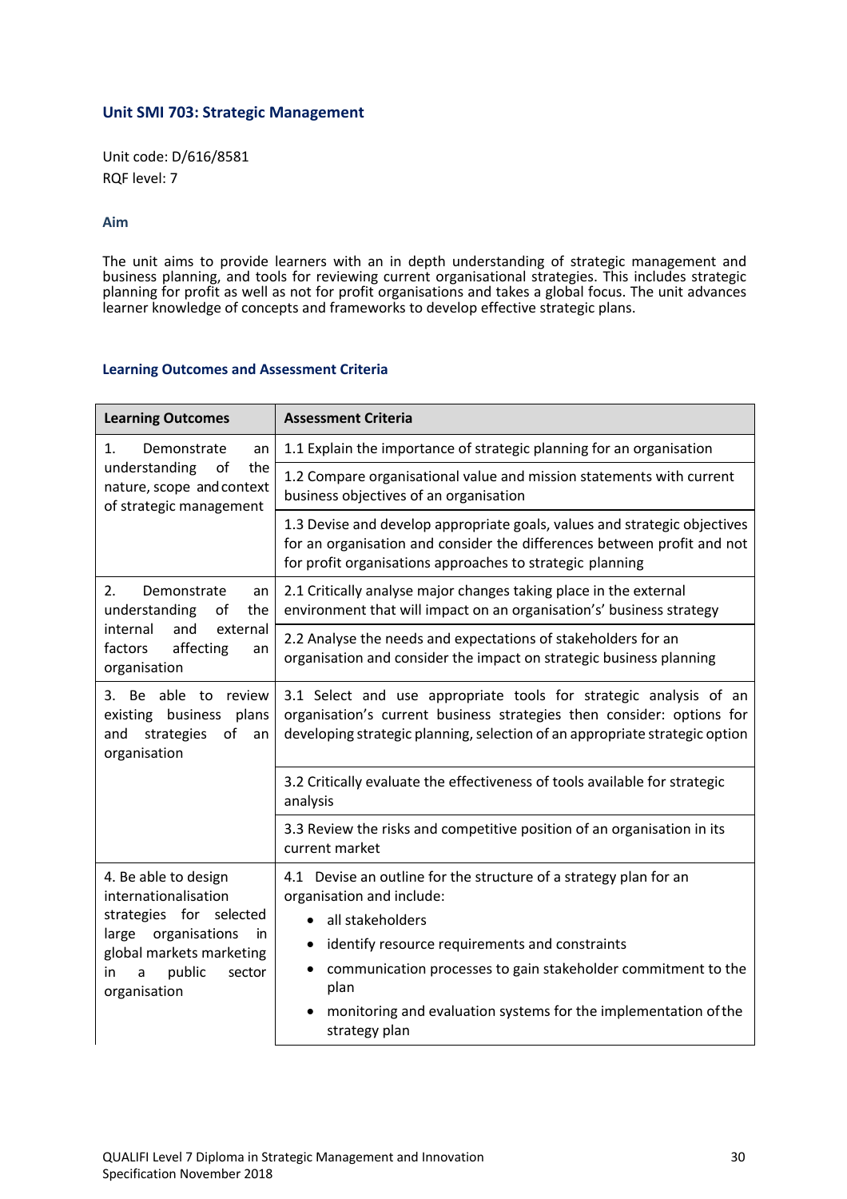## Unit SMI 703: Strategic Management

Unit code: D/616/8581
RQF level: 7

### Aim

The unit aims to provide learners with an in depth understanding of strategic management and business planning, and tools for reviewing current organisational strategies. This includes strategic planning for profit as well as not for profit organisations and takes a global focus. The unit advances learner knowledge of concepts and frameworks to develop effective strategic plans.

### Learning Outcomes and Assessment Criteria

| Learning Outcomes | Assessment Criteria |
|---|---|
| 1. Demonstrate an understanding of the nature, scope and context of strategic management | 1.1 Explain the importance of strategic planning for an organisation |
| | 1.2 Compare organisational value and mission statements with current business objectives of an organisation |
| | 1.3 Devise and develop appropriate goals, values and strategic objectives for an organisation and consider the differences between profit and not for profit organisations approaches to strategic planning |
| 2. Demonstrate an understanding of the internal and external factors affecting an organisation | 2.1 Critically analyse major changes taking place in the external environment that will impact on an organisation's' business strategy |
| | 2.2 Analyse the needs and expectations of stakeholders for an organisation and consider the impact on strategic business planning |
| 3. Be able to review existing business plans and strategies of an organisation | 3.1 Select and use appropriate tools for strategic analysis of an organisation's current business strategies then consider: options for developing strategic planning, selection of an appropriate strategic option |
| | 3.2 Critically evaluate the effectiveness of tools available for strategic analysis |
| | 3.3 Review the risks and competitive position of an organisation in its current market |
| 4. Be able to design internationalisation strategies for selected large organisations in global markets marketing in a public sector organisation | 4.1 Devise an outline for the structure of a strategy plan for an organisation and include:<br>• all stakeholders<br>• identify resource requirements and constraints<br>• communication processes to gain stakeholder commitment to the plan<br>• monitoring and evaluation systems for the implementation of the strategy plan |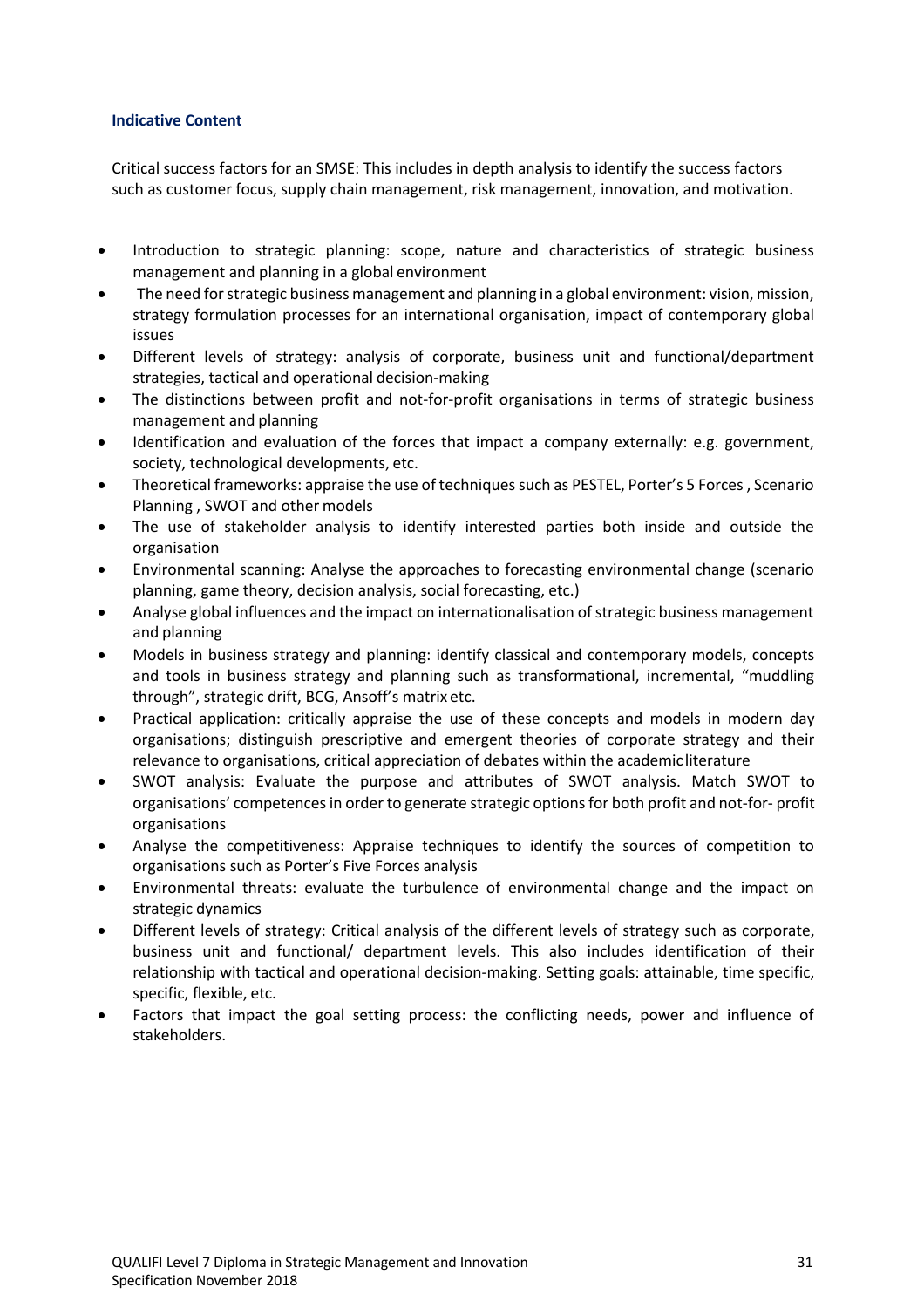### Indicative Content

Critical success factors for an SMSE: This includes in depth analysis to identify the success factors such as customer focus, supply chain management, risk management, innovation, and motivation.

- Introduction to strategic planning: scope, nature and characteristics of strategic business management and planning in a global environment
- The need for strategic business management and planning in a global environment: vision, mission, strategy formulation processes for an international organisation, impact of contemporary global issues
- Different levels of strategy: analysis of corporate, business unit and functional/department strategies, tactical and operational decision-making
- The distinctions between profit and not-for-profit organisations in terms of strategic business management and planning
- Identification and evaluation of the forces that impact a company externally: e.g. government, society, technological developments, etc.
- Theoretical frameworks: appraise the use of techniques such as PESTEL, Porter's 5 Forces , Scenario Planning , SWOT and other models
- The use of stakeholder analysis to identify interested parties both inside and outside the organisation
- Environmental scanning: Analyse the approaches to forecasting environmental change (scenario planning, game theory, decision analysis, social forecasting, etc.)
- Analyse global influences and the impact on internationalisation of strategic business management and planning
- Models in business strategy and planning: identify classical and contemporary models, concepts and tools in business strategy and planning such as transformational, incremental, "muddling through", strategic drift, BCG, Ansoff's matrix etc.
- Practical application: critically appraise the use of these concepts and models in modern day organisations; distinguish prescriptive and emergent theories of corporate strategy and their relevance to organisations, critical appreciation of debates within the academic literature
- SWOT analysis: Evaluate the purpose and attributes of SWOT analysis. Match SWOT to organisations' competences in order to generate strategic options for both profit and not-for- profit organisations
- Analyse the competitiveness: Appraise techniques to identify the sources of competition to organisations such as Porter's Five Forces analysis
- Environmental threats: evaluate the turbulence of environmental change and the impact on strategic dynamics
- Different levels of strategy: Critical analysis of the different levels of strategy such as corporate, business unit and functional/ department levels. This also includes identification of their relationship with tactical and operational decision-making. Setting goals: attainable, time specific, specific, flexible, etc.
- Factors that impact the goal setting process: the conflicting needs, power and influence of stakeholders.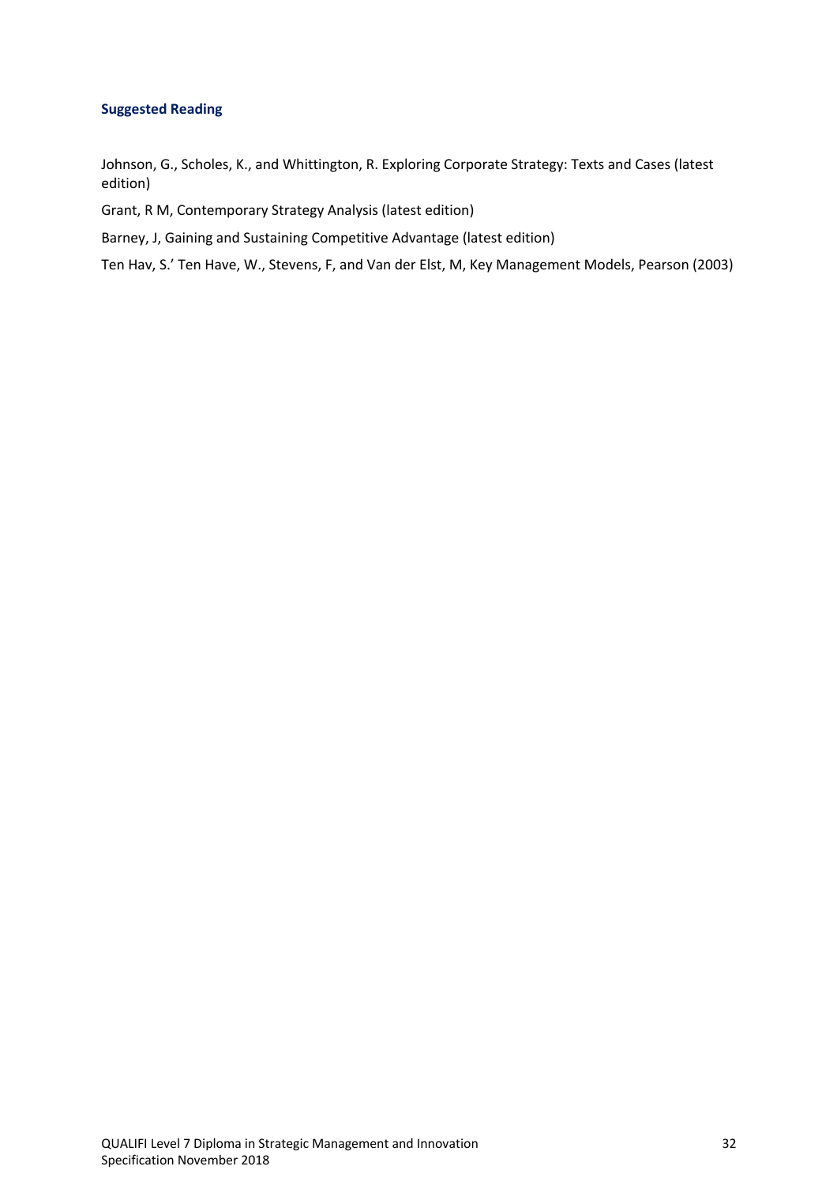### Suggested Reading

Johnson, G., Scholes, K., and Whittington, R. Exploring Corporate Strategy: Texts and Cases (latest edition)

Grant, R M, Contemporary Strategy Analysis (latest edition)

Barney, J, Gaining and Sustaining Competitive Advantage (latest edition)

Ten Hav, S.' Ten Have, W., Stevens, F, and Van der Elst, M, Key Management Models, Pearson (2003)